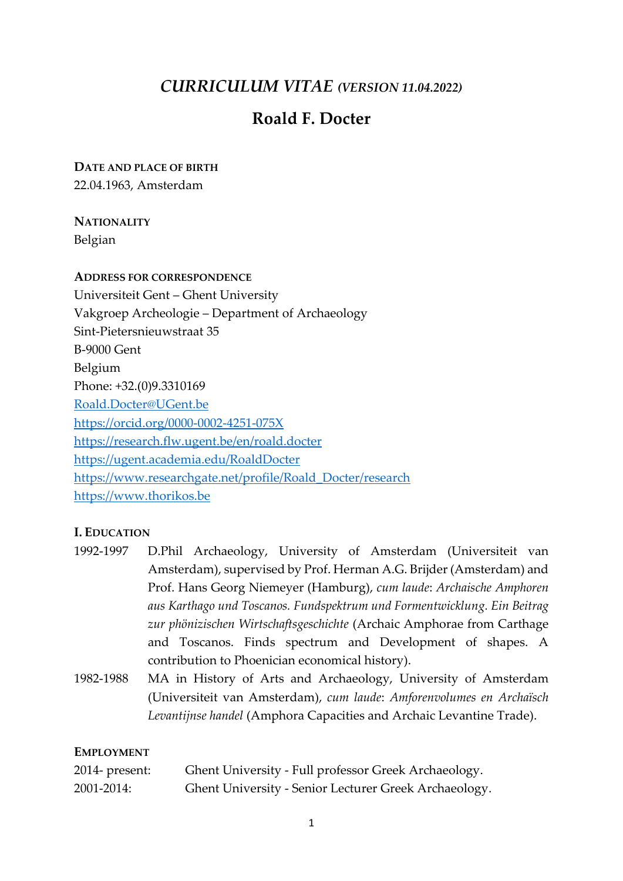# *CURRICULUM VITAE* *(VERSION 11.04.2022)*

## Roald F. Docter

**DATE AND PLACE OF BIRTH**
22.04.1963, Amsterdam

**NATIONALITY**
Belgian

**ADDRESS FOR CORRESPONDENCE**
Universiteit Gent – Ghent University
Vakgroep Archeologie – Department of Archaeology
Sint-Pietersnieuwstraat 35
B-9000 Gent
Belgium
Phone: +32.(0)9.3310169
[Roald.Docter@UGent.be](mailto:Roald.Docter@UGent.be)
[https://orcid.org/0000-0002-4251-075X](https://orcid.org/0000-0002-4251-075X)
[https://research.flw.ugent.be/en/roald.docter](https://research.flw.ugent.be/en/roald.docter)
[https://ugent.academia.edu/RoaldDocter](https://ugent.academia.edu/RoaldDocter)
[https://www.researchgate.net/profile/Roald_Docter/research](https://www.researchgate.net/profile/Roald_Docter/research)
[https://www.thorikos.be](https://www.thorikos.be)

**I. EDUCATION**

1992-1997 D.Phil Archaeology, University of Amsterdam (Universiteit van Amsterdam), supervised by Prof. Herman A.G. Brijder (Amsterdam) and Prof. Hans Georg Niemeyer (Hamburg), *cum laude*: *Archaische Amphoren aus Karthago und Toscanos. Fundspektrum und Formentwicklung. Ein Beitrag zur phönizischen Wirtschaftsgeschichte* (Archaic Amphorae from Carthage and Toscanos. Finds spectrum and Development of shapes. A contribution to Phoenician economical history).

1982-1988 MA in History of Arts and Archaeology, University of Amsterdam (Universiteit van Amsterdam), *cum laude*: *Amforenvolumes en Archaïsch Levantijnse handel* (Amphora Capacities and Archaic Levantine Trade).

**EMPLOYMENT**

2014- present: Ghent University - Full professor Greek Archaeology.
2001-2014: Ghent University - Senior Lecturer Greek Archaeology.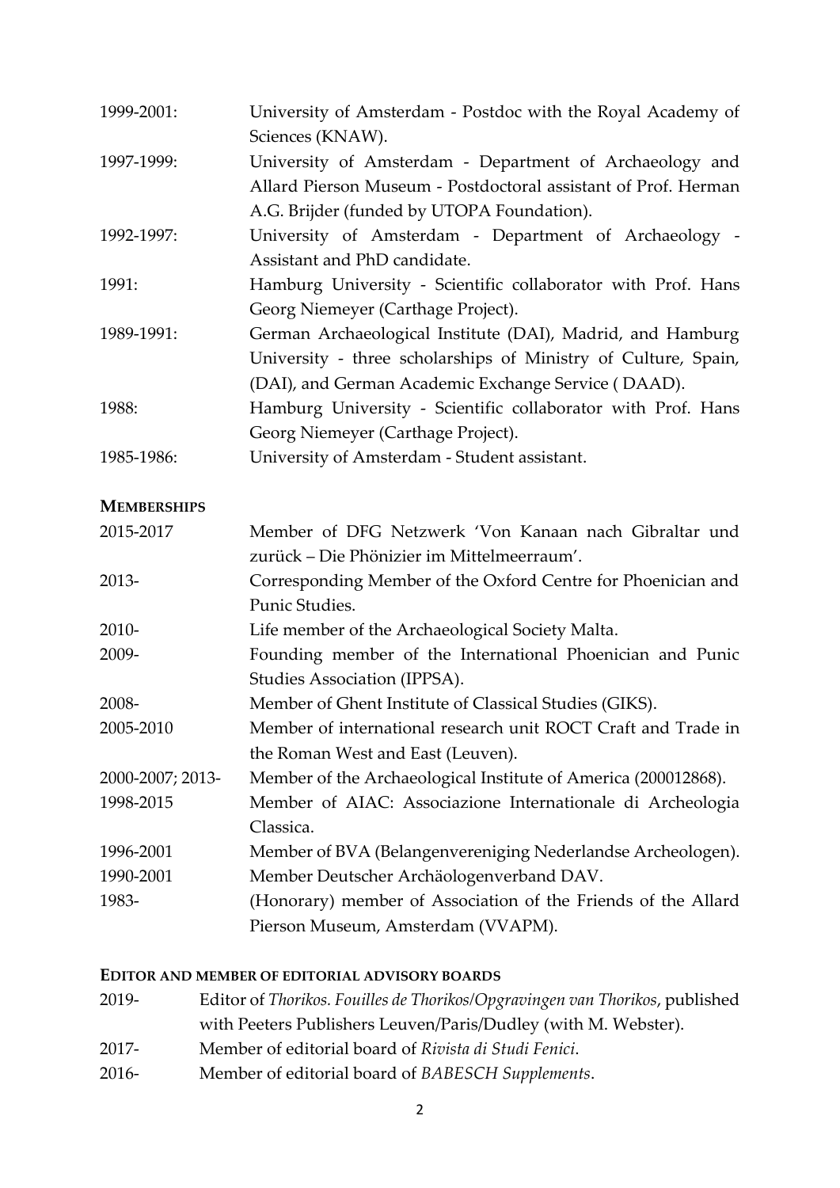| | |
|---|---|
| 1999-2001: | University of Amsterdam - Postdoc with the Royal Academy of Sciences (KNAW). |
| 1997-1999: | University of Amsterdam - Department of Archaeology and Allard Pierson Museum - Postdoctoral assistant of Prof. Herman A.G. Brijder (funded by UTOPA Foundation). |
| 1992-1997: | University of Amsterdam - Department of Archaeology - Assistant and PhD candidate. |
| 1991: | Hamburg University - Scientific collaborator with Prof. Hans Georg Niemeyer (Carthage Project). |
| 1989-1991: | German Archaeological Institute (DAI), Madrid, and Hamburg University - three scholarships of Ministry of Culture, Spain, (DAI), and German Academic Exchange Service ( DAAD). |
| 1988: | Hamburg University - Scientific collaborator with Prof. Hans Georg Niemeyer (Carthage Project). |
| 1985-1986: | University of Amsterdam - Student assistant. |

## MEMBERSHIPS

| | |
|---|---|
| 2015-2017 | Member of DFG Netzwerk 'Von Kanaan nach Gibraltar und zurück – Die Phönizier im Mittelmeerraum'. |
| 2013- | Corresponding Member of the Oxford Centre for Phoenician and Punic Studies. |
| 2010- | Life member of the Archaeological Society Malta. |
| 2009- | Founding member of the International Phoenician and Punic Studies Association (IPPSA). |
| 2008- | Member of Ghent Institute of Classical Studies (GIKS). |
| 2005-2010 | Member of international research unit ROCT Craft and Trade in the Roman West and East (Leuven). |
| 2000-2007; 2013- | Member of the Archaeological Institute of America (200012868). |
| 1998-2015 | Member of AIAC: Associazione Internationale di Archeologia Classica. |
| 1996-2001 | Member of BVA (Belangenvereniging Nederlandse Archeologen). |
| 1990-2001 | Member Deutscher Archäologenverband DAV. |
| 1983- | (Honorary) member of Association of the Friends of the Allard Pierson Museum, Amsterdam (VVAPM). |

## EDITOR AND MEMBER OF EDITORIAL ADVISORY BOARDS

| | |
|---|---|
| 2019- | Editor of *Thorikos. Fouilles de Thorikos/Opgravingen van Thorikos*, published with Peeters Publishers Leuven/Paris/Dudley (with M. Webster). |
| 2017- | Member of editorial board of *Rivista di Studi Fenici*. |
| 2016- | Member of editorial board of *BABESCH Supplements*. |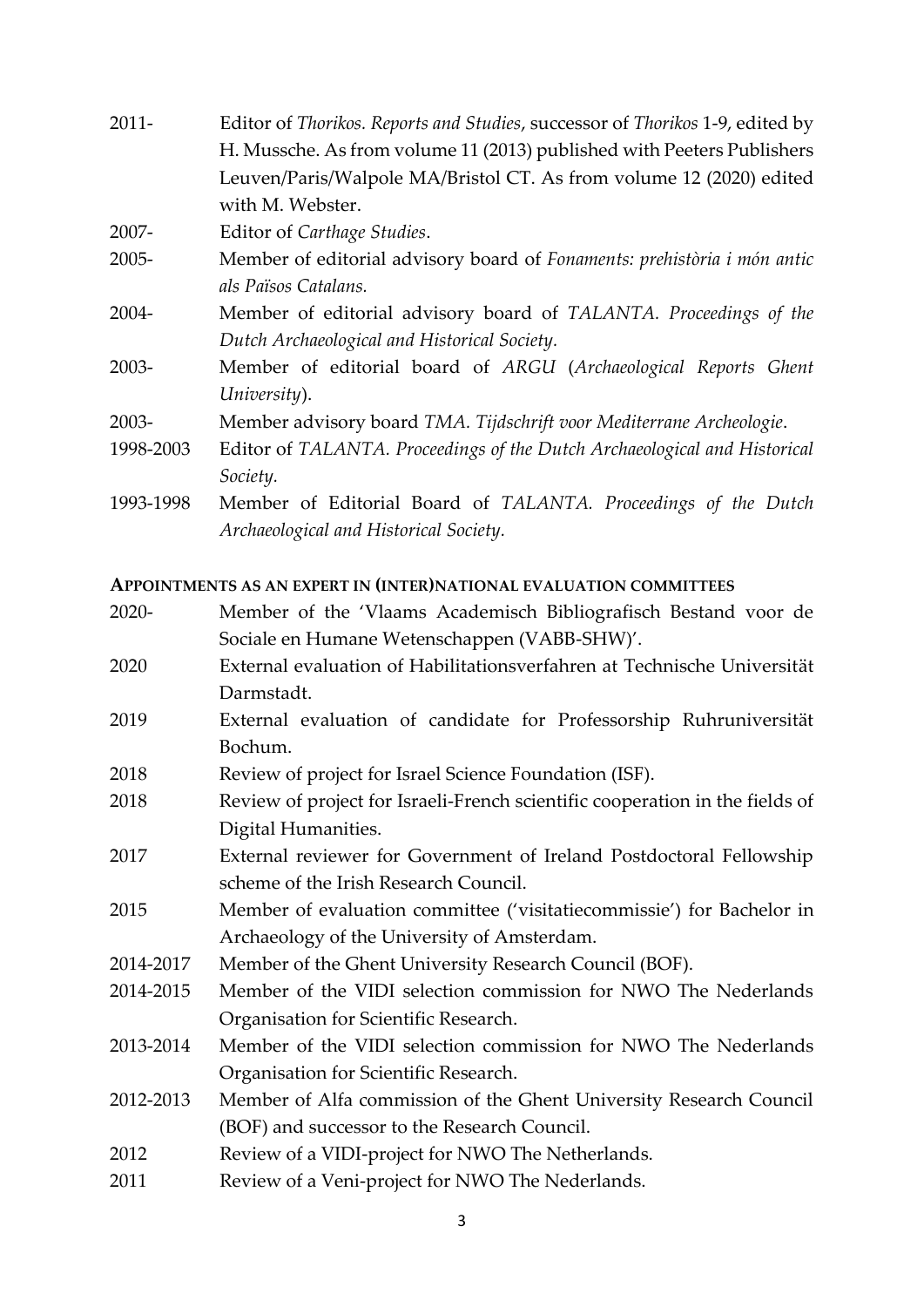2011- Editor of *Thorikos. Reports and Studies*, successor of *Thorikos* 1-9, edited by H. Mussche. As from volume 11 (2013) published with Peeters Publishers Leuven/Paris/Walpole MA/Bristol CT. As from volume 12 (2020) edited with M. Webster.

2007- Editor of *Carthage Studies*.

2005- Member of editorial advisory board of *Fonaments: prehistòria i món antic als Països Catalans.*

2004- Member of editorial advisory board of *TALANTA. Proceedings of the Dutch Archaeological and Historical Society.*

2003- Member of editorial board of *ARGU* (*Archaeological Reports Ghent University*).

2003- Member advisory board *TMA. Tijdschrift voor Mediterrane Archeologie*.

1998-2003 Editor of *TALANTA. Proceedings of the Dutch Archaeological and Historical Society.*

1993-1998 Member of Editorial Board of *TALANTA. Proceedings of the Dutch Archaeological and Historical Society.*

## APPOINTMENTS AS AN EXPERT IN (INTER)NATIONAL EVALUATION COMMITTEES

2020- Member of the 'Vlaams Academisch Bibliografisch Bestand voor de Sociale en Humane Wetenschappen (VABB-SHW)'.

2020 External evaluation of Habilitationsverfahren at Technische Universität Darmstadt.

2019 External evaluation of candidate for Professorship Ruhruniversität Bochum.

2018 Review of project for Israel Science Foundation (ISF).

2018 Review of project for Israeli-French scientific cooperation in the fields of Digital Humanities.

2017 External reviewer for Government of Ireland Postdoctoral Fellowship scheme of the Irish Research Council.

2015 Member of evaluation committee ('visitatiecommissie') for Bachelor in Archaeology of the University of Amsterdam.

2014-2017 Member of the Ghent University Research Council (BOF).

2014-2015 Member of the VIDI selection commission for NWO The Nederlands Organisation for Scientific Research.

2013-2014 Member of the VIDI selection commission for NWO The Nederlands Organisation for Scientific Research.

2012-2013 Member of Alfa commission of the Ghent University Research Council (BOF) and successor to the Research Council.

2012 Review of a VIDI-project for NWO The Netherlands.

2011 Review of a Veni-project for NWO The Nederlands.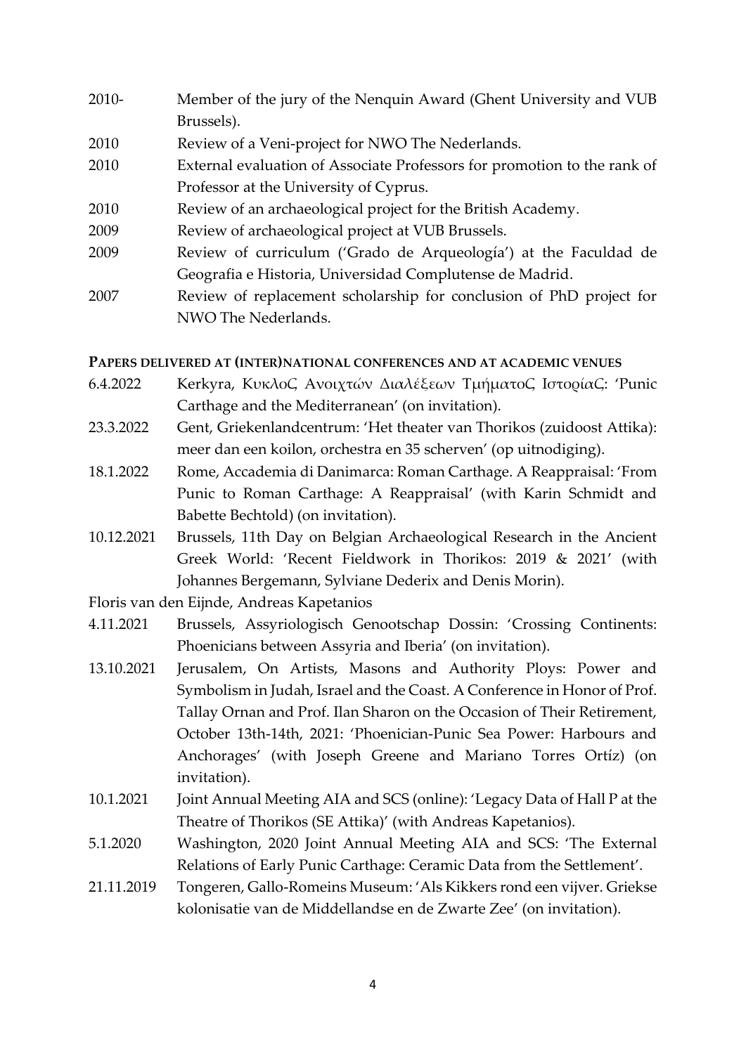| | |
|---|---|
| 2010- | Member of the jury of the Nenquin Award (Ghent University and VUB Brussels). |
| 2010 | Review of a Veni-project for NWO The Nederlands. |
| 2010 | External evaluation of Associate Professors for promotion to the rank of Professor at the University of Cyprus. |
| 2010 | Review of an archaeological project for the British Academy. |
| 2009 | Review of archaeological project at VUB Brussels. |
| 2009 | Review of curriculum ('Grado de Arqueología') at the Faculdad de Geografia e Historia, Universidad Complutense de Madrid. |
| 2007 | Review of replacement scholarship for conclusion of PhD project for NWO The Nederlands. |

**PAPERS DELIVERED AT (INTER)NATIONAL CONFERENCES AND AT ACADEMIC VENUES**

| | |
|---|---|
| 6.4.2022 | Kerkyra, Κυκλος Ανοιχτών Διαλέξεων Τμήματος Ιστορίας: 'Punic Carthage and the Mediterranean' (on invitation). |
| 23.3.2022 | Gent, Griekenlandcentrum: 'Het theater van Thorikos (zuidoost Attika): meer dan een koilon, orchestra en 35 scherven' (op uitnodiging). |
| 18.1.2022 | Rome, Accademia di Danimarca: Roman Carthage. A Reappraisal: 'From Punic to Roman Carthage: A Reappraisal' (with Karin Schmidt and Babette Bechtold) (on invitation). |
| 10.12.2021 | Brussels, 11th Day on Belgian Archaeological Research in the Ancient Greek World: 'Recent Fieldwork in Thorikos: 2019 & 2021' (with Johannes Bergemann, Sylviane Dederix and Denis Morin). |

Floris van den Eijnde, Andreas Kapetanios

| | |
|---|---|
| 4.11.2021 | Brussels, Assyriologisch Genootschap Dossin: 'Crossing Continents: Phoenicians between Assyria and Iberia' (on invitation). |
| 13.10.2021 | Jerusalem, On Artists, Masons and Authority Ploys: Power and Symbolism in Judah, Israel and the Coast. A Conference in Honor of Prof. Tallay Ornan and Prof. Ilan Sharon on the Occasion of Their Retirement, October 13th-14th, 2021: 'Phoenician-Punic Sea Power: Harbours and Anchorages' (with Joseph Greene and Mariano Torres Ortíz) (on invitation). |
| 10.1.2021 | Joint Annual Meeting AIA and SCS (online): 'Legacy Data of Hall P at the Theatre of Thorikos (SE Attika)' (with Andreas Kapetanios). |
| 5.1.2020 | Washington, 2020 Joint Annual Meeting AIA and SCS: 'The External Relations of Early Punic Carthage: Ceramic Data from the Settlement'. |
| 21.11.2019 | Tongeren, Gallo-Romeins Museum: 'Als Kikkers rond een vijver. Griekse kolonisatie van de Middellandse en de Zwarte Zee' (on invitation). |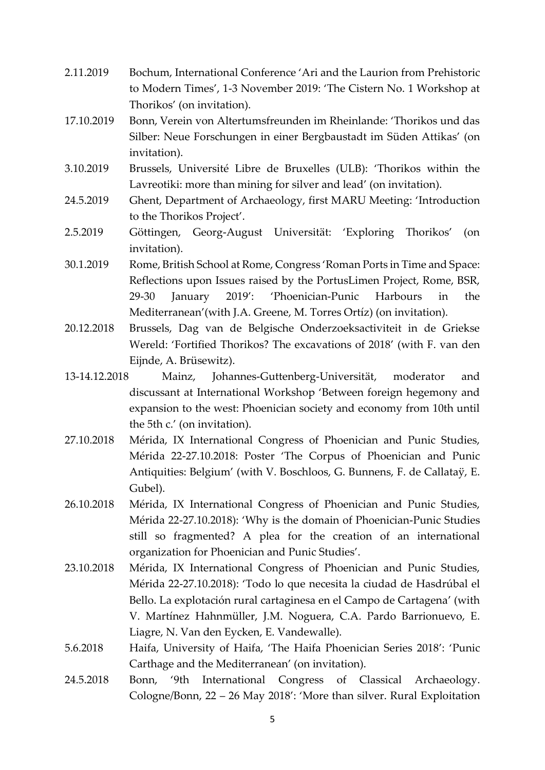2.11.2019 Bochum, International Conference 'Ari and the Laurion from Prehistoric to Modern Times', 1-3 November 2019: 'The Cistern No. 1 Workshop at Thorikos' (on invitation).

17.10.2019 Bonn, Verein von Altertumsfreunden im Rheinlande: 'Thorikos und das Silber: Neue Forschungen in einer Bergbaustadt im Süden Attikas' (on invitation).

3.10.2019 Brussels, Université Libre de Bruxelles (ULB): 'Thorikos within the Lavreotiki: more than mining for silver and lead' (on invitation).

24.5.2019 Ghent, Department of Archaeology, first MARU Meeting: 'Introduction to the Thorikos Project'.

2.5.2019 Göttingen, Georg-August Universität: 'Exploring Thorikos' (on invitation).

30.1.2019 Rome, British School at Rome, Congress 'Roman Ports in Time and Space: Reflections upon Issues raised by the PortusLimen Project, Rome, BSR, 29-30 January 2019': 'Phoenician-Punic Harbours in the Mediterranean'(with J.A. Greene, M. Torres Ortíz) (on invitation).

20.12.2018 Brussels, Dag van de Belgische Onderzoeksactiviteit in de Griekse Wereld: 'Fortified Thorikos? The excavations of 2018' (with F. van den Eijnde, A. Brüsewitz).

13-14.12.2018 Mainz, Johannes-Guttenberg-Universität, moderator and discussant at International Workshop 'Between foreign hegemony and expansion to the west: Phoenician society and economy from 10th until the 5th c.' (on invitation).

27.10.2018 Mérida, IX International Congress of Phoenician and Punic Studies, Mérida 22-27.10.2018: Poster 'The Corpus of Phoenician and Punic Antiquities: Belgium' (with V. Boschloos, G. Bunnens, F. de Callataÿ, E. Gubel).

26.10.2018 Mérida, IX International Congress of Phoenician and Punic Studies, Mérida 22-27.10.2018): 'Why is the domain of Phoenician-Punic Studies still so fragmented? A plea for the creation of an international organization for Phoenician and Punic Studies'.

23.10.2018 Mérida, IX International Congress of Phoenician and Punic Studies, Mérida 22-27.10.2018): 'Todo lo que necesita la ciudad de Hasdrúbal el Bello. La explotación rural cartaginesa en el Campo de Cartagena' (with V. Martínez Hahnmüller, J.M. Noguera, C.A. Pardo Barrionuevo, E. Liagre, N. Van den Eycken, E. Vandewalle).

5.6.2018 Haifa, University of Haifa, 'The Haifa Phoenician Series 2018': 'Punic Carthage and the Mediterranean' (on invitation).

24.5.2018 Bonn, '9th International Congress of Classical Archaeology. Cologne/Bonn, 22 – 26 May 2018': 'More than silver. Rural Exploitation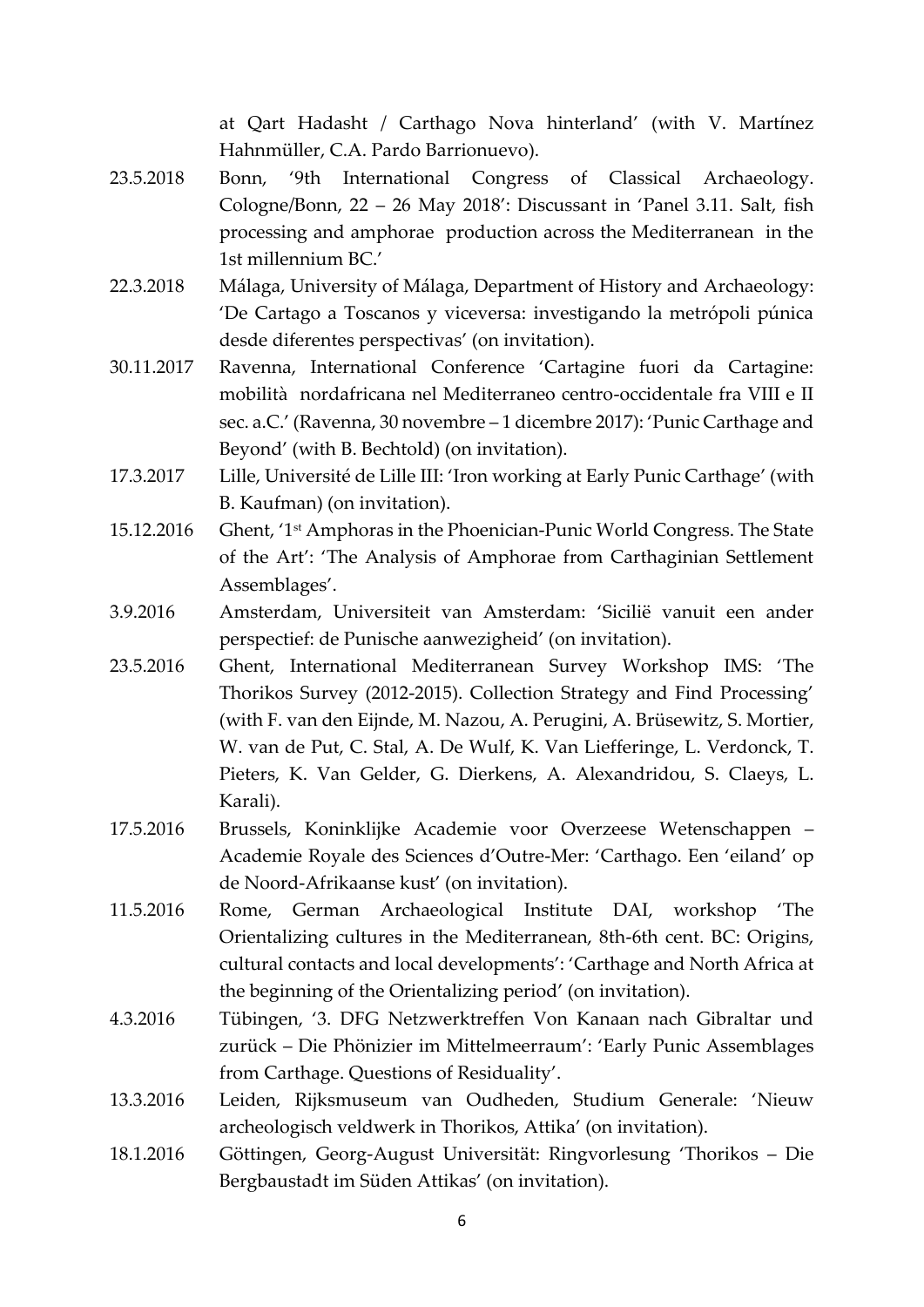at Qart Hadasht / Carthago Nova hinterland' (with V. Martínez Hahnmüller, C.A. Pardo Barrionuevo).

23.5.2018 Bonn, '9th International Congress of Classical Archaeology. Cologne/Bonn, 22 – 26 May 2018': Discussant in 'Panel 3.11. Salt, fish processing and amphorae production across the Mediterranean in the 1st millennium BC.'

22.3.2018 Málaga, University of Málaga, Department of History and Archaeology: 'De Cartago a Toscanos y viceversa: investigando la metrópoli púnica desde diferentes perspectivas' (on invitation).

30.11.2017 Ravenna, International Conference 'Cartagine fuori da Cartagine: mobilità nordafricana nel Mediterraneo centro-occidentale fra VIII e II sec. a.C.' (Ravenna, 30 novembre – 1 dicembre 2017): 'Punic Carthage and Beyond' (with B. Bechtold) (on invitation).

17.3.2017 Lille, Université de Lille III: 'Iron working at Early Punic Carthage' (with B. Kaufman) (on invitation).

15.12.2016 Ghent, '1st Amphoras in the Phoenician-Punic World Congress. The State of the Art': 'The Analysis of Amphorae from Carthaginian Settlement Assemblages'.

3.9.2016 Amsterdam, Universiteit van Amsterdam: 'Sicilië vanuit een ander perspectief: de Punische aanwezigheid' (on invitation).

23.5.2016 Ghent, International Mediterranean Survey Workshop IMS: 'The Thorikos Survey (2012-2015). Collection Strategy and Find Processing' (with F. van den Eijnde, M. Nazou, A. Perugini, A. Brüsewitz, S. Mortier, W. van de Put, C. Stal, A. De Wulf, K. Van Liefferinge, L. Verdonck, T. Pieters, K. Van Gelder, G. Dierkens, A. Alexandridou, S. Claeys, L. Karali).

17.5.2016 Brussels, Koninklijke Academie voor Overzeese Wetenschappen – Academie Royale des Sciences d'Outre-Mer: 'Carthago. Een 'eiland' op de Noord-Afrikaanse kust' (on invitation).

11.5.2016 Rome, German Archaeological Institute DAI, workshop 'The Orientalizing cultures in the Mediterranean, 8th-6th cent. BC: Origins, cultural contacts and local developments': 'Carthage and North Africa at the beginning of the Orientalizing period' (on invitation).

4.3.2016 Tübingen, '3. DFG Netzwerktreffen Von Kanaan nach Gibraltar und zurück – Die Phönizier im Mittelmeerraum': 'Early Punic Assemblages from Carthage. Questions of Residuality'.

13.3.2016 Leiden, Rijksmuseum van Oudheden, Studium Generale: 'Nieuw archeologisch veldwerk in Thorikos, Attika' (on invitation).

18.1.2016 Göttingen, Georg-August Universität: Ringvorlesung 'Thorikos – Die Bergbaustadt im Süden Attikas' (on invitation).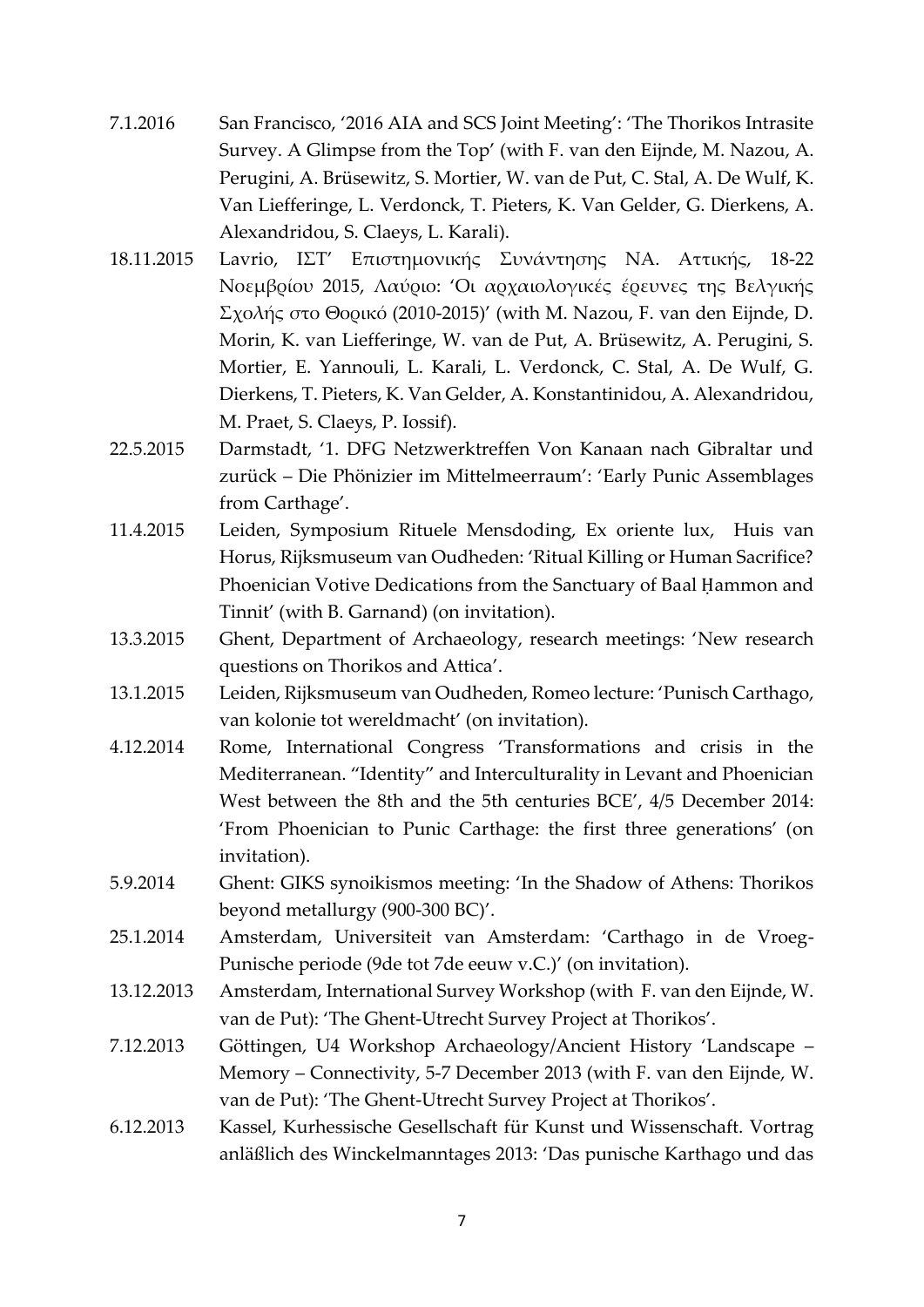7.1.2016 San Francisco, '2016 AIA and SCS Joint Meeting': 'The Thorikos Intrasite Survey. A Glimpse from the Top' (with F. van den Eijnde, M. Nazou, A. Perugini, A. Brüsewitz, S. Mortier, W. van de Put, C. Stal, A. De Wulf, K. Van Liefferinge, L. Verdonck, T. Pieters, K. Van Gelder, G. Dierkens, A. Alexandridou, S. Claeys, L. Karali).

18.11.2015 Lavrio, ΙΣΤ' Επιστημονικής Συνάντησης ΝΑ. Αττικής, 18-22 Νοεμβρίου 2015, Λαύριο: 'Οι αρχαιολογικές έρευνες της Βελγικής Σχολής στο Θορικό (2010-2015)' (with M. Nazou, F. van den Eijnde, D. Morin, K. van Liefferinge, W. van de Put, A. Brüsewitz, A. Perugini, S. Mortier, E. Yannouli, L. Karali, L. Verdonck, C. Stal, A. De Wulf, G. Dierkens, T. Pieters, K. Van Gelder, A. Konstantinidou, A. Alexandridou, M. Praet, S. Claeys, P. Iossif).

22.5.2015 Darmstadt, '1. DFG Netzwerktreffen Von Kanaan nach Gibraltar und zurück – Die Phönizier im Mittelmeerraum': 'Early Punic Assemblages from Carthage'.

11.4.2015 Leiden, Symposium Rituele Mensdoding, Ex oriente lux, Huis van Horus, Rijksmuseum van Oudheden: 'Ritual Killing or Human Sacrifice? Phoenician Votive Dedications from the Sanctuary of Baal Ḥammon and Tinnit' (with B. Garnand) (on invitation).

13.3.2015 Ghent, Department of Archaeology, research meetings: 'New research questions on Thorikos and Attica'.

13.1.2015 Leiden, Rijksmuseum van Oudheden, Romeo lecture: 'Punisch Carthago, van kolonie tot wereldmacht' (on invitation).

4.12.2014 Rome, International Congress 'Transformations and crisis in the Mediterranean. "Identity" and Interculturality in Levant and Phoenician West between the 8th and the 5th centuries BCE', 4/5 December 2014: 'From Phoenician to Punic Carthage: the first three generations' (on invitation).

5.9.2014 Ghent: GIKS synoikismos meeting: 'In the Shadow of Athens: Thorikos beyond metallurgy (900-300 BC)'.

25.1.2014 Amsterdam, Universiteit van Amsterdam: 'Carthago in de Vroeg-Punische periode (9de tot 7de eeuw v.C.)' (on invitation).

13.12.2013 Amsterdam, International Survey Workshop (with F. van den Eijnde, W. van de Put): 'The Ghent-Utrecht Survey Project at Thorikos'.

7.12.2013 Göttingen, U4 Workshop Archaeology/Ancient History 'Landscape – Memory – Connectivity, 5-7 December 2013 (with F. van den Eijnde, W. van de Put): 'The Ghent-Utrecht Survey Project at Thorikos'.

6.12.2013 Kassel, Kurhessische Gesellschaft für Kunst und Wissenschaft. Vortrag anläßlich des Winckelmanntages 2013: 'Das punische Karthago und das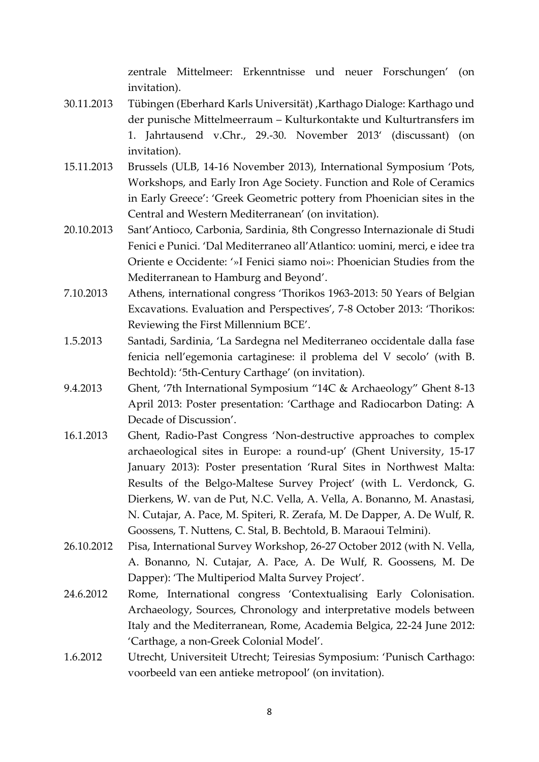zentrale Mittelmeer: Erkenntnisse und neuer Forschungen' (on invitation).

30.11.2013 Tübingen (Eberhard Karls Universität) ‚Karthago Dialoge: Karthago und der punische Mittelmeerraum – Kulturkontakte und Kulturtransfers im 1. Jahrtausend v.Chr., 29.-30. November 2013' (discussant) (on invitation).

15.11.2013 Brussels (ULB, 14-16 November 2013), International Symposium 'Pots, Workshops, and Early Iron Age Society. Function and Role of Ceramics in Early Greece': 'Greek Geometric pottery from Phoenician sites in the Central and Western Mediterranean' (on invitation).

20.10.2013 Sant'Antioco, Carbonia, Sardinia, 8th Congresso Internazionale di Studi Fenici e Punici. 'Dal Mediterraneo all'Atlantico: uomini, merci, e idee tra Oriente e Occidente: '»I Fenici siamo noi»: Phoenician Studies from the Mediterranean to Hamburg and Beyond'.

7.10.2013 Athens, international congress 'Thorikos 1963-2013: 50 Years of Belgian Excavations. Evaluation and Perspectives', 7-8 October 2013: 'Thorikos: Reviewing the First Millennium BCE'.

1.5.2013 Santadi, Sardinia, 'La Sardegna nel Mediterraneo occidentale dalla fase fenicia nell'egemonia cartaginese: il problema del V secolo' (with B. Bechtold): '5th-Century Carthage' (on invitation).

9.4.2013 Ghent, '7th International Symposium "14C & Archaeology" Ghent 8-13 April 2013: Poster presentation: 'Carthage and Radiocarbon Dating: A Decade of Discussion'.

16.1.2013 Ghent, Radio-Past Congress 'Non-destructive approaches to complex archaeological sites in Europe: a round-up' (Ghent University, 15-17 January 2013): Poster presentation 'Rural Sites in Northwest Malta: Results of the Belgo-Maltese Survey Project' (with L. Verdonck, G. Dierkens, W. van de Put, N.C. Vella, A. Vella, A. Bonanno, M. Anastasi, N. Cutajar, A. Pace, M. Spiteri, R. Zerafa, M. De Dapper, A. De Wulf, R. Goossens, T. Nuttens, C. Stal, B. Bechtold, B. Maraoui Telmini).

26.10.2012 Pisa, International Survey Workshop, 26-27 October 2012 (with N. Vella, A. Bonanno, N. Cutajar, A. Pace, A. De Wulf, R. Goossens, M. De Dapper): 'The Multiperiod Malta Survey Project'.

24.6.2012 Rome, International congress 'Contextualising Early Colonisation. Archaeology, Sources, Chronology and interpretative models between Italy and the Mediterranean, Rome, Academia Belgica, 22-24 June 2012: 'Carthage, a non-Greek Colonial Model'.

1.6.2012 Utrecht, Universiteit Utrecht; Teiresias Symposium: 'Punisch Carthago: voorbeeld van een antieke metropool' (on invitation).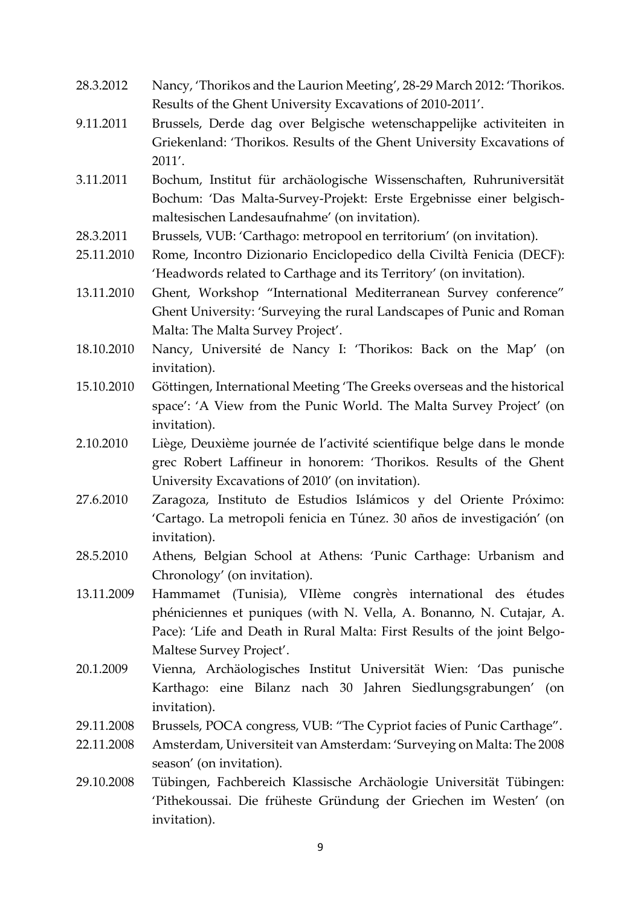28.3.2012 Nancy, 'Thorikos and the Laurion Meeting', 28-29 March 2012: 'Thorikos. Results of the Ghent University Excavations of 2010-2011'.

9.11.2011 Brussels, Derde dag over Belgische wetenschappelijke activiteiten in Griekenland: 'Thorikos. Results of the Ghent University Excavations of 2011'.

3.11.2011 Bochum, Institut für archäologische Wissenschaften, Ruhruniversität Bochum: 'Das Malta-Survey-Projekt: Erste Ergebnisse einer belgisch-maltesischen Landesaufnahme' (on invitation).

28.3.2011 Brussels, VUB: 'Carthago: metropool en territorium' (on invitation).

25.11.2010 Rome, Incontro Dizionario Enciclopedico della Civiltà Fenicia (DECF): 'Headwords related to Carthage and its Territory' (on invitation).

13.11.2010 Ghent, Workshop "International Mediterranean Survey conference" Ghent University: 'Surveying the rural Landscapes of Punic and Roman Malta: The Malta Survey Project'.

18.10.2010 Nancy, Université de Nancy I: 'Thorikos: Back on the Map' (on invitation).

15.10.2010 Göttingen, International Meeting 'The Greeks overseas and the historical space': 'A View from the Punic World. The Malta Survey Project' (on invitation).

2.10.2010 Liège, Deuxième journée de l'activité scientifique belge dans le monde grec Robert Laffineur in honorem: 'Thorikos. Results of the Ghent University Excavations of 2010' (on invitation).

27.6.2010 Zaragoza, Instituto de Estudios Islámicos y del Oriente Próximo: 'Cartago. La metropoli fenicia en Túnez. 30 años de investigación' (on invitation).

28.5.2010 Athens, Belgian School at Athens: 'Punic Carthage: Urbanism and Chronology' (on invitation).

13.11.2009 Hammamet (Tunisia), VIIème congrès international des études phéniciennes et puniques (with N. Vella, A. Bonanno, N. Cutajar, A. Pace): 'Life and Death in Rural Malta: First Results of the joint Belgo-Maltese Survey Project'.

20.1.2009 Vienna, Archäologisches Institut Universität Wien: 'Das punische Karthago: eine Bilanz nach 30 Jahren Siedlungsgrabungen' (on invitation).

29.11.2008 Brussels, POCA congress, VUB: "The Cypriot facies of Punic Carthage".

22.11.2008 Amsterdam, Universiteit van Amsterdam: 'Surveying on Malta: The 2008 season' (on invitation).

29.10.2008 Tübingen, Fachbereich Klassische Archäologie Universität Tübingen: 'Pithekoussai. Die früheste Gründung der Griechen im Westen' (on invitation).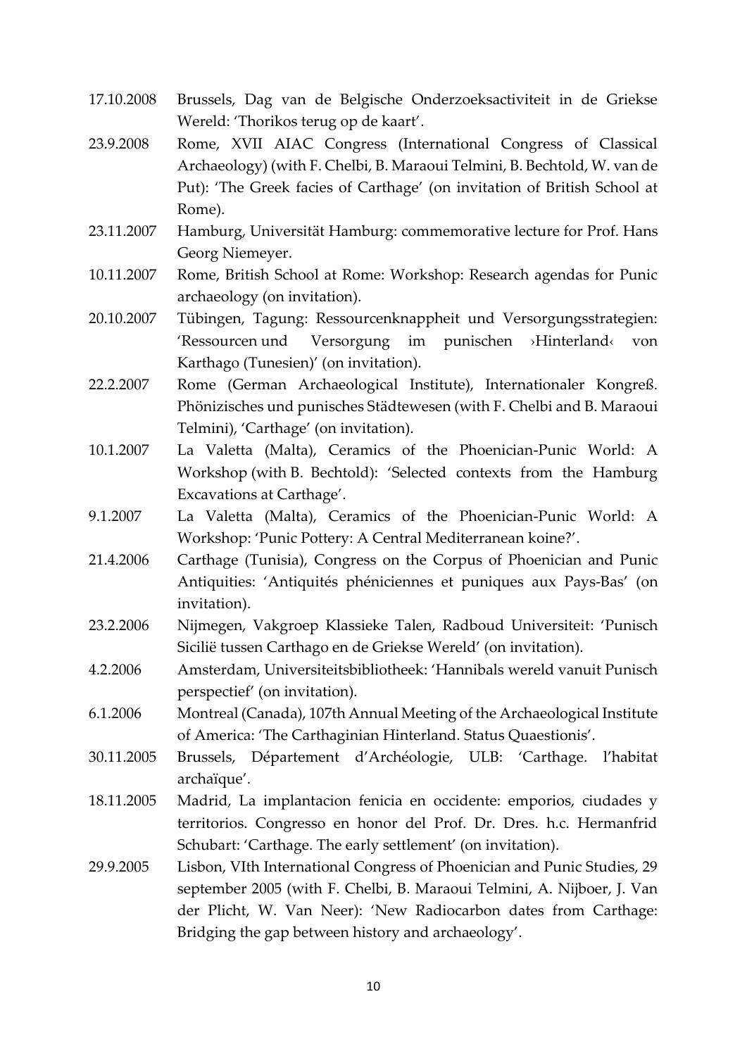17.10.2008 Brussels, Dag van de Belgische Onderzoeksactiviteit in de Griekse Wereld: 'Thorikos terug op de kaart'.

23.9.2008 Rome, XVII AIAC Congress (International Congress of Classical Archaeology) (with F. Chelbi, B. Maraoui Telmini, B. Bechtold, W. van de Put): 'The Greek facies of Carthage' (on invitation of British School at Rome).

23.11.2007 Hamburg, Universität Hamburg: commemorative lecture for Prof. Hans Georg Niemeyer.

10.11.2007 Rome, British School at Rome: Workshop: Research agendas for Punic archaeology (on invitation).

20.10.2007 Tübingen, Tagung: Ressourcenknappheit und Versorgungsstrategien: 'Ressourcen und Versorgung im punischen ›Hinterland‹ von Karthago (Tunesien)' (on invitation).

22.2.2007 Rome (German Archaeological Institute), Internationaler Kongreß. Phönizisches und punisches Städtewesen (with F. Chelbi and B. Maraoui Telmini), 'Carthage' (on invitation).

10.1.2007 La Valetta (Malta), Ceramics of the Phoenician-Punic World: A Workshop (with B. Bechtold): 'Selected contexts from the Hamburg Excavations at Carthage'.

9.1.2007 La Valetta (Malta), Ceramics of the Phoenician-Punic World: A Workshop: 'Punic Pottery: A Central Mediterranean koine?'.

21.4.2006 Carthage (Tunisia), Congress on the Corpus of Phoenician and Punic Antiquities: 'Antiquités phéniciennes et puniques aux Pays-Bas' (on invitation).

23.2.2006 Nijmegen, Vakgroep Klassieke Talen, Radboud Universiteit: 'Punisch Sicilië tussen Carthago en de Griekse Wereld' (on invitation).

4.2.2006 Amsterdam, Universiteitsbibliotheek: 'Hannibals wereld vanuit Punisch perspectief' (on invitation).

6.1.2006 Montreal (Canada), 107th Annual Meeting of the Archaeological Institute of America: 'The Carthaginian Hinterland. Status Quaestionis'.

30.11.2005 Brussels, Département d'Archéologie, ULB: 'Carthage. l'habitat archaïque'.

18.11.2005 Madrid, La implantacion fenicia en occidente: emporios, ciudades y territorios. Congresso en honor del Prof. Dr. Dres. h.c. Hermanfrid Schubart: 'Carthage. The early settlement' (on invitation).

29.9.2005 Lisbon, VIth International Congress of Phoenician and Punic Studies, 29 september 2005 (with F. Chelbi, B. Maraoui Telmini, A. Nijboer, J. Van der Plicht, W. Van Neer): 'New Radiocarbon dates from Carthage: Bridging the gap between history and archaeology'.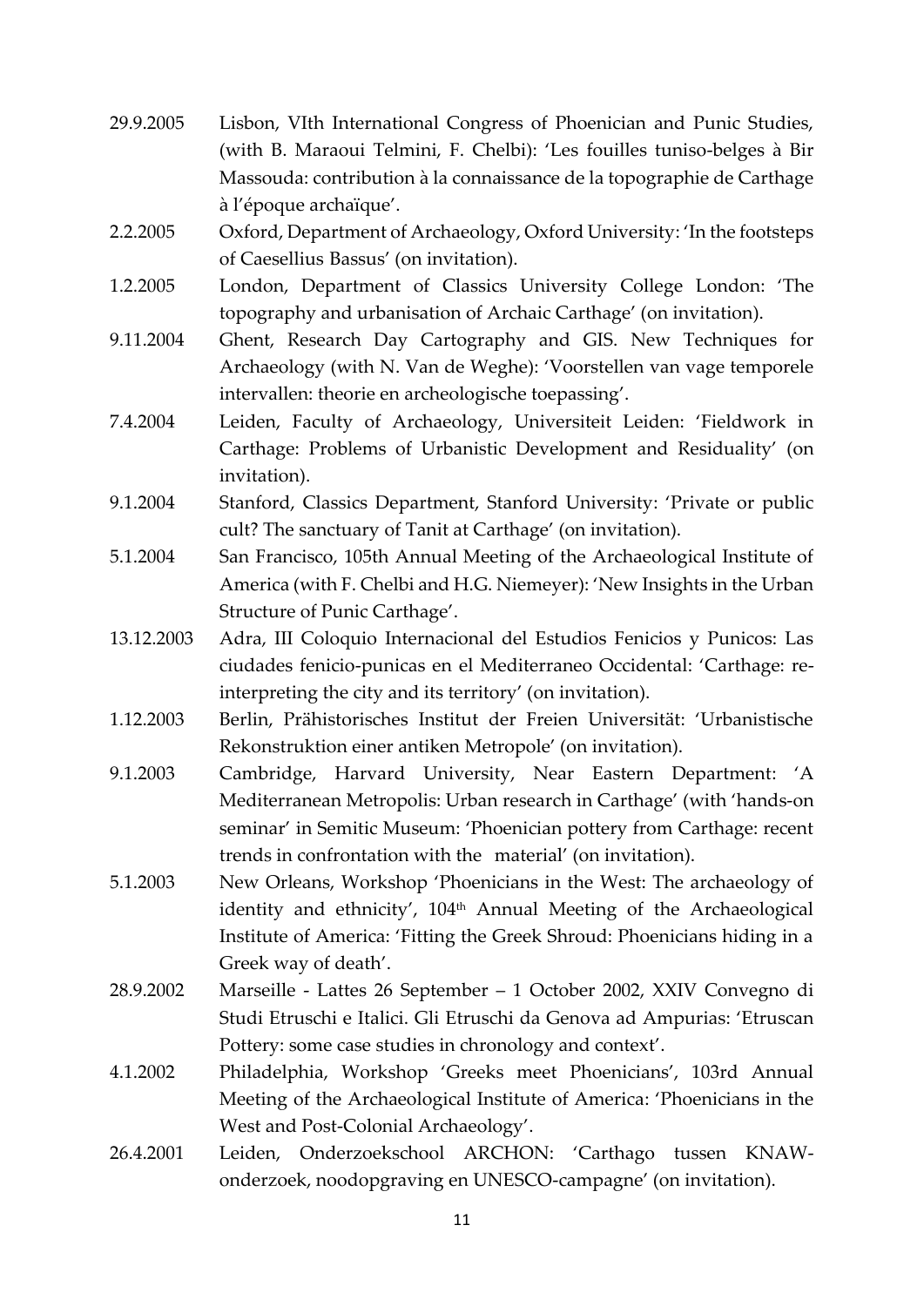29.9.2005 Lisbon, VIth International Congress of Phoenician and Punic Studies, (with B. Maraoui Telmini, F. Chelbi): 'Les fouilles tuniso-belges à Bir Massouda: contribution à la connaissance de la topographie de Carthage à l'époque archaïque'.

2.2.2005 Oxford, Department of Archaeology, Oxford University: 'In the footsteps of Caesellius Bassus' (on invitation).

1.2.2005 London, Department of Classics University College London: 'The topography and urbanisation of Archaic Carthage' (on invitation).

9.11.2004 Ghent, Research Day Cartography and GIS. New Techniques for Archaeology (with N. Van de Weghe): 'Voorstellen van vage temporele intervallen: theorie en archeologische toepassing'.

7.4.2004 Leiden, Faculty of Archaeology, Universiteit Leiden: 'Fieldwork in Carthage: Problems of Urbanistic Development and Residuality' (on invitation).

9.1.2004 Stanford, Classics Department, Stanford University: 'Private or public cult? The sanctuary of Tanit at Carthage' (on invitation).

5.1.2004 San Francisco, 105th Annual Meeting of the Archaeological Institute of America (with F. Chelbi and H.G. Niemeyer): 'New Insights in the Urban Structure of Punic Carthage'.

13.12.2003 Adra, III Coloquio Internacional del Estudios Fenicios y Punicos: Las ciudades fenicio-punicas en el Mediterraneo Occidental: 'Carthage: re-interpreting the city and its territory' (on invitation).

1.12.2003 Berlin, Prähistorisches Institut der Freien Universität: 'Urbanistische Rekonstruktion einer antiken Metropole' (on invitation).

9.1.2003 Cambridge, Harvard University, Near Eastern Department: 'A Mediterranean Metropolis: Urban research in Carthage' (with 'hands-on seminar' in Semitic Museum: 'Phoenician pottery from Carthage: recent trends in confrontation with the material' (on invitation).

5.1.2003 New Orleans, Workshop 'Phoenicians in the West: The archaeology of identity and ethnicity', 104th Annual Meeting of the Archaeological Institute of America: 'Fitting the Greek Shroud: Phoenicians hiding in a Greek way of death'.

28.9.2002 Marseille - Lattes 26 September – 1 October 2002, XXIV Convegno di Studi Etruschi e Italici. Gli Etruschi da Genova ad Ampurias: 'Etruscan Pottery: some case studies in chronology and context'.

4.1.2002 Philadelphia, Workshop 'Greeks meet Phoenicians', 103rd Annual Meeting of the Archaeological Institute of America: 'Phoenicians in the West and Post-Colonial Archaeology'.

26.4.2001 Leiden, Onderzoekschool ARCHON: 'Carthago tussen KNAW-onderzoek, noodopgraving en UNESCO-campagne' (on invitation).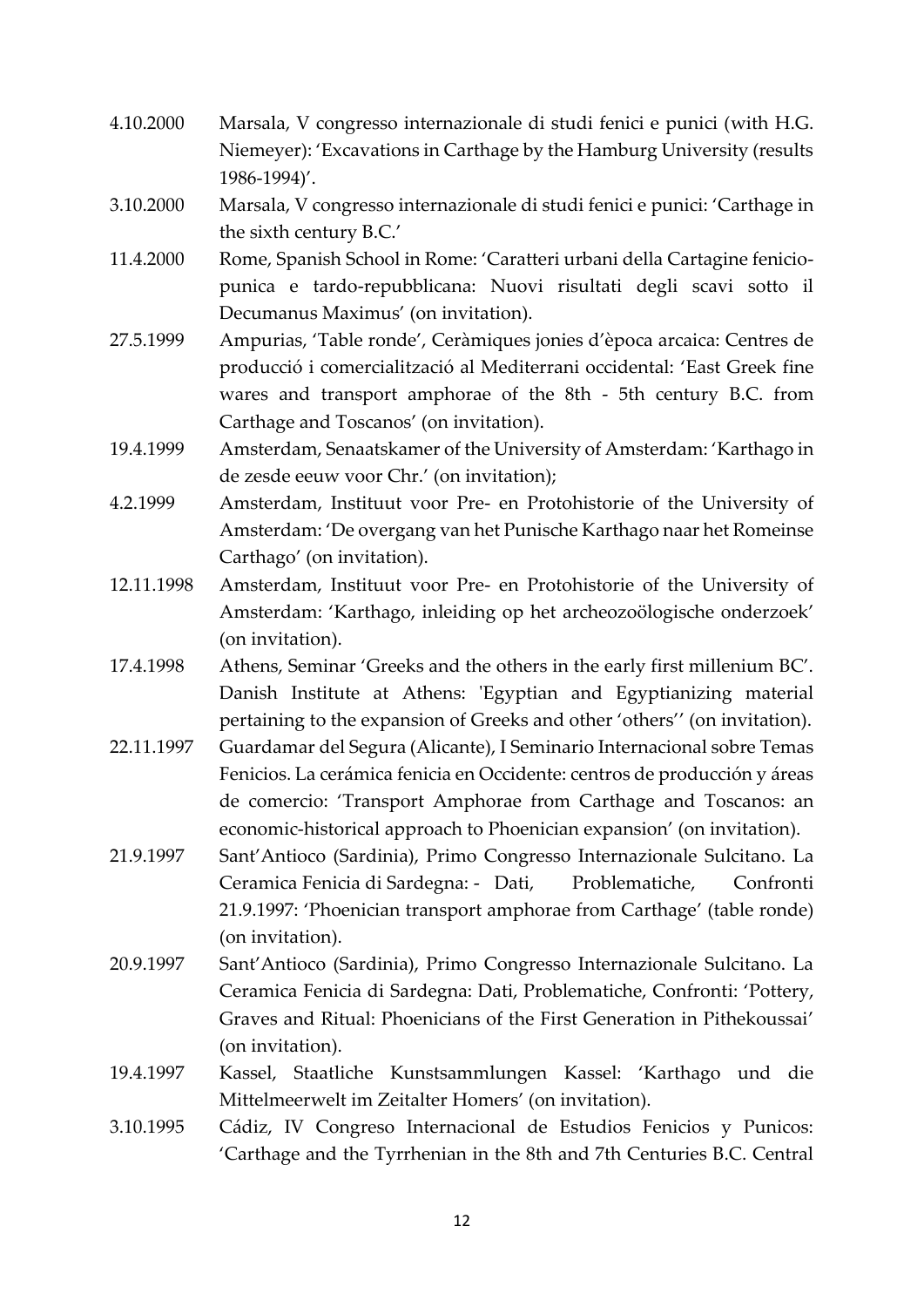4.10.2000 Marsala, V congresso internazionale di studi fenici e punici (with H.G. Niemeyer): 'Excavations in Carthage by the Hamburg University (results 1986-1994)'.

3.10.2000 Marsala, V congresso internazionale di studi fenici e punici: 'Carthage in the sixth century B.C.'

11.4.2000 Rome, Spanish School in Rome: 'Caratteri urbani della Cartagine fenicio-punica e tardo-repubblicana: Nuovi risultati degli scavi sotto il Decumanus Maximus' (on invitation).

27.5.1999 Ampurias, 'Table ronde', Ceràmiques jonies d'època arcaica: Centres de producció i comercialització al Mediterrani occidental: 'East Greek fine wares and transport amphorae of the 8th - 5th century B.C. from Carthage and Toscanos' (on invitation).

19.4.1999 Amsterdam, Senaatskamer of the University of Amsterdam: 'Karthago in de zesde eeuw voor Chr.' (on invitation);

4.2.1999 Amsterdam, Instituut voor Pre- en Protohistorie of the University of Amsterdam: 'De overgang van het Punische Karthago naar het Romeinse Carthago' (on invitation).

12.11.1998 Amsterdam, Instituut voor Pre- en Protohistorie of the University of Amsterdam: 'Karthago, inleiding op het archeozoölogische onderzoek' (on invitation).

17.4.1998 Athens, Seminar 'Greeks and the others in the early first millenium BC'. Danish Institute at Athens: 'Egyptian and Egyptianizing material pertaining to the expansion of Greeks and other 'others'' (on invitation).

22.11.1997 Guardamar del Segura (Alicante), I Seminario Internacional sobre Temas Fenicios. La cerámica fenicia en Occidente: centros de producción y áreas de comercio: 'Transport Amphorae from Carthage and Toscanos: an economic-historical approach to Phoenician expansion' (on invitation).

21.9.1997 Sant'Antioco (Sardinia), Primo Congresso Internazionale Sulcitano. La Ceramica Fenicia di Sardegna: - Dati, Problematiche, Confronti 21.9.1997: 'Phoenician transport amphorae from Carthage' (table ronde) (on invitation).

20.9.1997 Sant'Antioco (Sardinia), Primo Congresso Internazionale Sulcitano. La Ceramica Fenicia di Sardegna: Dati, Problematiche, Confronti: 'Pottery, Graves and Ritual: Phoenicians of the First Generation in Pithekoussai' (on invitation).

19.4.1997 Kassel, Staatliche Kunstsammlungen Kassel: 'Karthago und die Mittelmeerwelt im Zeitalter Homers' (on invitation).

3.10.1995 Cádiz, IV Congreso Internacional de Estudios Fenicios y Punicos: 'Carthage and the Tyrrhenian in the 8th and 7th Centuries B.C. Central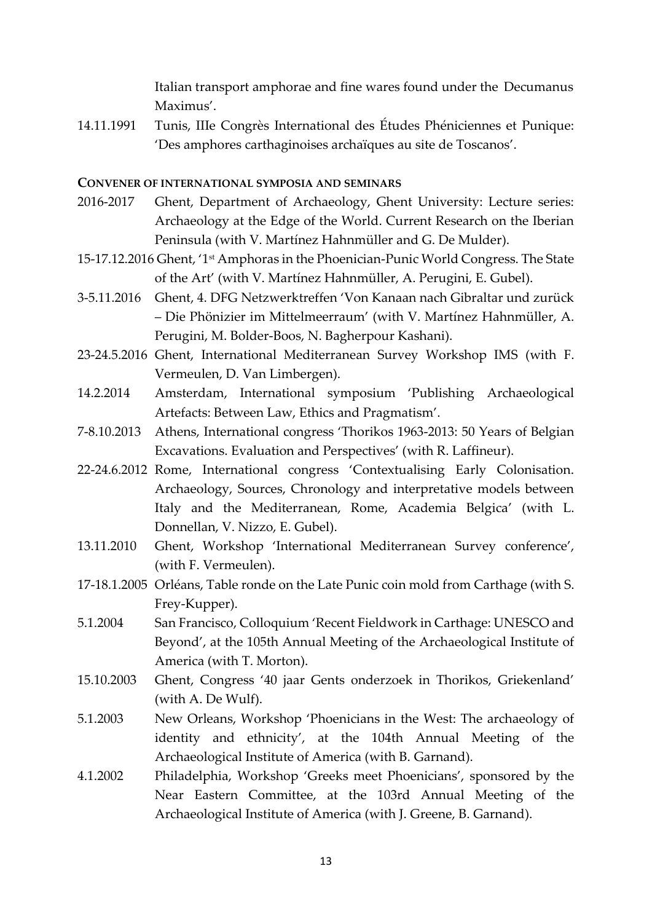Italian transport amphorae and fine wares found under the Decumanus Maximus'.

14.11.1991 Tunis, IIIe Congrès International des Études Phéniciennes et Punique: 'Des amphores carthaginoises archaïques au site de Toscanos'.

**CONVENER OF INTERNATIONAL SYMPOSIA AND SEMINARS**

2016-2017 Ghent, Department of Archaeology, Ghent University: Lecture series: Archaeology at the Edge of the World. Current Research on the Iberian Peninsula (with V. Martínez Hahnmüller and G. De Mulder).

15-17.12.2016 Ghent, '1st Amphoras in the Phoenician-Punic World Congress. The State of the Art' (with V. Martínez Hahnmüller, A. Perugini, E. Gubel).

3-5.11.2016 Ghent, 4. DFG Netzwerktreffen 'Von Kanaan nach Gibraltar und zurück – Die Phönizier im Mittelmeerraum' (with V. Martínez Hahnmüller, A. Perugini, M. Bolder-Boos, N. Bagherpour Kashani).

23-24.5.2016 Ghent, International Mediterranean Survey Workshop IMS (with F. Vermeulen, D. Van Limbergen).

14.2.2014 Amsterdam, International symposium 'Publishing Archaeological Artefacts: Between Law, Ethics and Pragmatism'.

7-8.10.2013 Athens, International congress 'Thorikos 1963-2013: 50 Years of Belgian Excavations. Evaluation and Perspectives' (with R. Laffineur).

22-24.6.2012 Rome, International congress 'Contextualising Early Colonisation. Archaeology, Sources, Chronology and interpretative models between Italy and the Mediterranean, Rome, Academia Belgica' (with L. Donnellan, V. Nizzo, E. Gubel).

13.11.2010 Ghent, Workshop 'International Mediterranean Survey conference', (with F. Vermeulen).

17-18.1.2005 Orléans, Table ronde on the Late Punic coin mold from Carthage (with S. Frey-Kupper).

5.1.2004 San Francisco, Colloquium 'Recent Fieldwork in Carthage: UNESCO and Beyond', at the 105th Annual Meeting of the Archaeological Institute of America (with T. Morton).

15.10.2003 Ghent, Congress '40 jaar Gents onderzoek in Thorikos, Griekenland' (with A. De Wulf).

5.1.2003 New Orleans, Workshop 'Phoenicians in the West: The archaeology of identity and ethnicity', at the 104th Annual Meeting of the Archaeological Institute of America (with B. Garnand).

4.1.2002 Philadelphia, Workshop 'Greeks meet Phoenicians', sponsored by the Near Eastern Committee, at the 103rd Annual Meeting of the Archaeological Institute of America (with J. Greene, B. Garnand).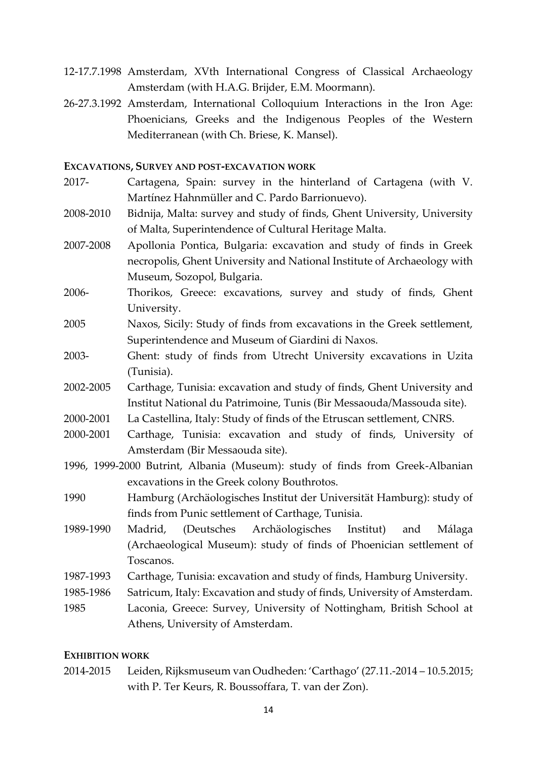12-17.7.1998 Amsterdam, XVth International Congress of Classical Archaeology Amsterdam (with H.A.G. Brijder, E.M. Moormann).

26-27.3.1992 Amsterdam, International Colloquium Interactions in the Iron Age: Phoenicians, Greeks and the Indigenous Peoples of the Western Mediterranean (with Ch. Briese, K. Mansel).

**EXCAVATIONS, SURVEY AND POST-EXCAVATION WORK**

2017- Cartagena, Spain: survey in the hinterland of Cartagena (with V. Martínez Hahnmüller and C. Pardo Barrionuevo).

2008-2010 Bidnija, Malta: survey and study of finds, Ghent University, University of Malta, Superintendence of Cultural Heritage Malta.

2007-2008 Apollonia Pontica, Bulgaria: excavation and study of finds in Greek necropolis, Ghent University and National Institute of Archaeology with Museum, Sozopol, Bulgaria.

2006- Thorikos, Greece: excavations, survey and study of finds, Ghent University.

2005 Naxos, Sicily: Study of finds from excavations in the Greek settlement, Superintendence and Museum of Giardini di Naxos.

2003- Ghent: study of finds from Utrecht University excavations in Uzita (Tunisia).

2002-2005 Carthage, Tunisia: excavation and study of finds, Ghent University and Institut National du Patrimoine, Tunis (Bir Messaouda/Massouda site).

2000-2001 La Castellina, Italy: Study of finds of the Etruscan settlement, CNRS.

2000-2001 Carthage, Tunisia: excavation and study of finds, University of Amsterdam (Bir Messaouda site).

1996, 1999-2000 Butrint, Albania (Museum): study of finds from Greek-Albanian excavations in the Greek colony Bouthrotos.

1990 Hamburg (Archäologisches Institut der Universität Hamburg): study of finds from Punic settlement of Carthage, Tunisia.

1989-1990 Madrid, (Deutsches Archäologisches Institut) and Málaga (Archaeological Museum): study of finds of Phoenician settlement of Toscanos.

1987-1993 Carthage, Tunisia: excavation and study of finds, Hamburg University.

1985-1986 Satricum, Italy: Excavation and study of finds, University of Amsterdam.

1985 Laconia, Greece: Survey, University of Nottingham, British School at Athens, University of Amsterdam.

**EXHIBITION WORK**

2014-2015 Leiden, Rijksmuseum van Oudheden: 'Carthago' (27.11.-2014 – 10.5.2015; with P. Ter Keurs, R. Boussoffara, T. van der Zon).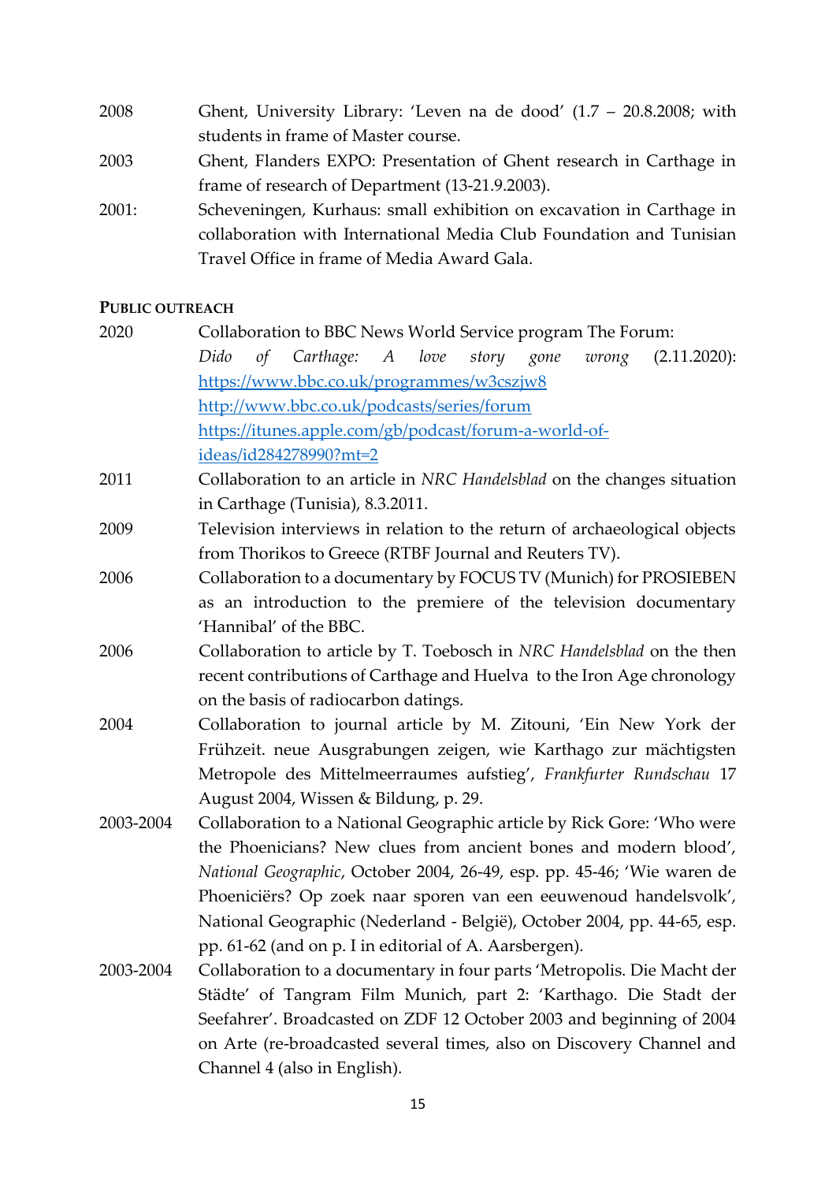2008 Ghent, University Library: 'Leven na de dood' (1.7 – 20.8.2008; with students in frame of Master course.

2003 Ghent, Flanders EXPO: Presentation of Ghent research in Carthage in frame of research of Department (13-21.9.2003).

2001: Scheveningen, Kurhaus: small exhibition on excavation in Carthage in collaboration with International Media Club Foundation and Tunisian Travel Office in frame of Media Award Gala.

**PUBLIC OUTREACH**

2020 Collaboration to BBC News World Service program The Forum: *Dido of Carthage: A love story gone wrong* (2.11.2020): https://www.bbc.co.uk/programmes/w3cszjw8 http://www.bbc.co.uk/podcasts/series/forum https://itunes.apple.com/gb/podcast/forum-a-world-of-ideas/id284278990?mt=2

2011 Collaboration to an article in *NRC Handelsblad* on the changes situation in Carthage (Tunisia), 8.3.2011.

2009 Television interviews in relation to the return of archaeological objects from Thorikos to Greece (RTBF Journal and Reuters TV).

2006 Collaboration to a documentary by FOCUS TV (Munich) for PROSIEBEN as an introduction to the premiere of the television documentary 'Hannibal' of the BBC.

2006 Collaboration to article by T. Toebosch in *NRC Handelsblad* on the then recent contributions of Carthage and Huelva to the Iron Age chronology on the basis of radiocarbon datings.

2004 Collaboration to journal article by M. Zitouni, 'Ein New York der Frühzeit. neue Ausgrabungen zeigen, wie Karthago zur mächtigsten Metropole des Mittelmeerraumes aufstieg', *Frankfurter Rundschau* 17 August 2004, Wissen & Bildung, p. 29.

2003-2004 Collaboration to a National Geographic article by Rick Gore: 'Who were the Phoenicians? New clues from ancient bones and modern blood', *National Geographic*, October 2004, 26-49, esp. pp. 45-46; 'Wie waren de Phoeniciërs? Op zoek naar sporen van een eeuwenoud handelsvolk', National Geographic (Nederland - België), October 2004, pp. 44-65, esp. pp. 61-62 (and on p. I in editorial of A. Aarsbergen).

2003-2004 Collaboration to a documentary in four parts 'Metropolis. Die Macht der Städte' of Tangram Film Munich, part 2: 'Karthago. Die Stadt der Seefahrer'. Broadcasted on ZDF 12 October 2003 and beginning of 2004 on Arte (re-broadcasted several times, also on Discovery Channel and Channel 4 (also in English).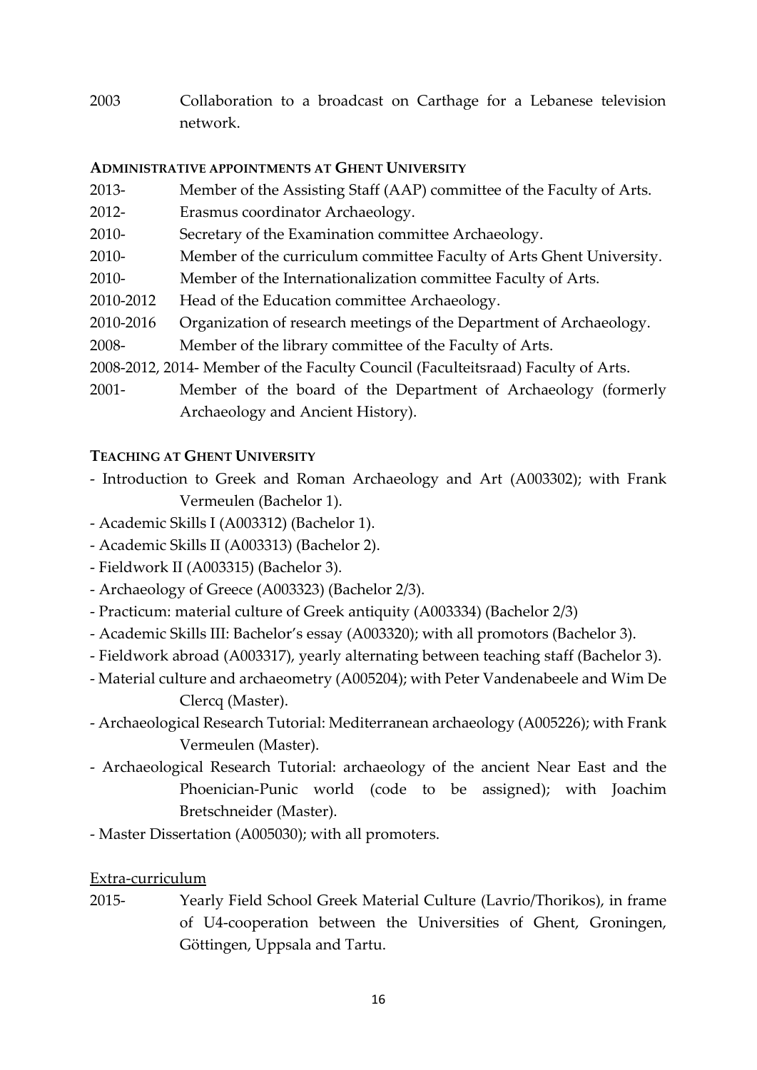2003 Collaboration to a broadcast on Carthage for a Lebanese television network.

**ADMINISTRATIVE APPOINTMENTS AT GHENT UNIVERSITY**

2013- Member of the Assisting Staff (AAP) committee of the Faculty of Arts.

2012- Erasmus coordinator Archaeology.

2010- Secretary of the Examination committee Archaeology.

2010- Member of the curriculum committee Faculty of Arts Ghent University.

2010- Member of the Internationalization committee Faculty of Arts.

2010-2012 Head of the Education committee Archaeology.

2010-2016 Organization of research meetings of the Department of Archaeology.

2008- Member of the library committee of the Faculty of Arts.

2008-2012, 2014- Member of the Faculty Council (Faculteitsraad) Faculty of Arts.

2001- Member of the board of the Department of Archaeology (formerly Archaeology and Ancient History).

**TEACHING AT GHENT UNIVERSITY**

- Introduction to Greek and Roman Archaeology and Art (A003302); with Frank Vermeulen (Bachelor 1).
- Academic Skills I (A003312) (Bachelor 1).
- Academic Skills II (A003313) (Bachelor 2).
- Fieldwork II (A003315) (Bachelor 3).
- Archaeology of Greece (A003323) (Bachelor 2/3).
- Practicum: material culture of Greek antiquity (A003334) (Bachelor 2/3)
- Academic Skills III: Bachelor's essay (A003320); with all promotors (Bachelor 3).
- Fieldwork abroad (A003317), yearly alternating between teaching staff (Bachelor 3).
- Material culture and archaeometry (A005204); with Peter Vandenabeele and Wim De Clercq (Master).
- Archaeological Research Tutorial: Mediterranean archaeology (A005226); with Frank Vermeulen (Master).
- Archaeological Research Tutorial: archaeology of the ancient Near East and the Phoenician-Punic world (code to be assigned); with Joachim Bretschneider (Master).
- Master Dissertation (A005030); with all promoters.

<u>Extra-curriculum</u>

2015- Yearly Field School Greek Material Culture (Lavrio/Thorikos), in frame of U4-cooperation between the Universities of Ghent, Groningen, Göttingen, Uppsala and Tartu.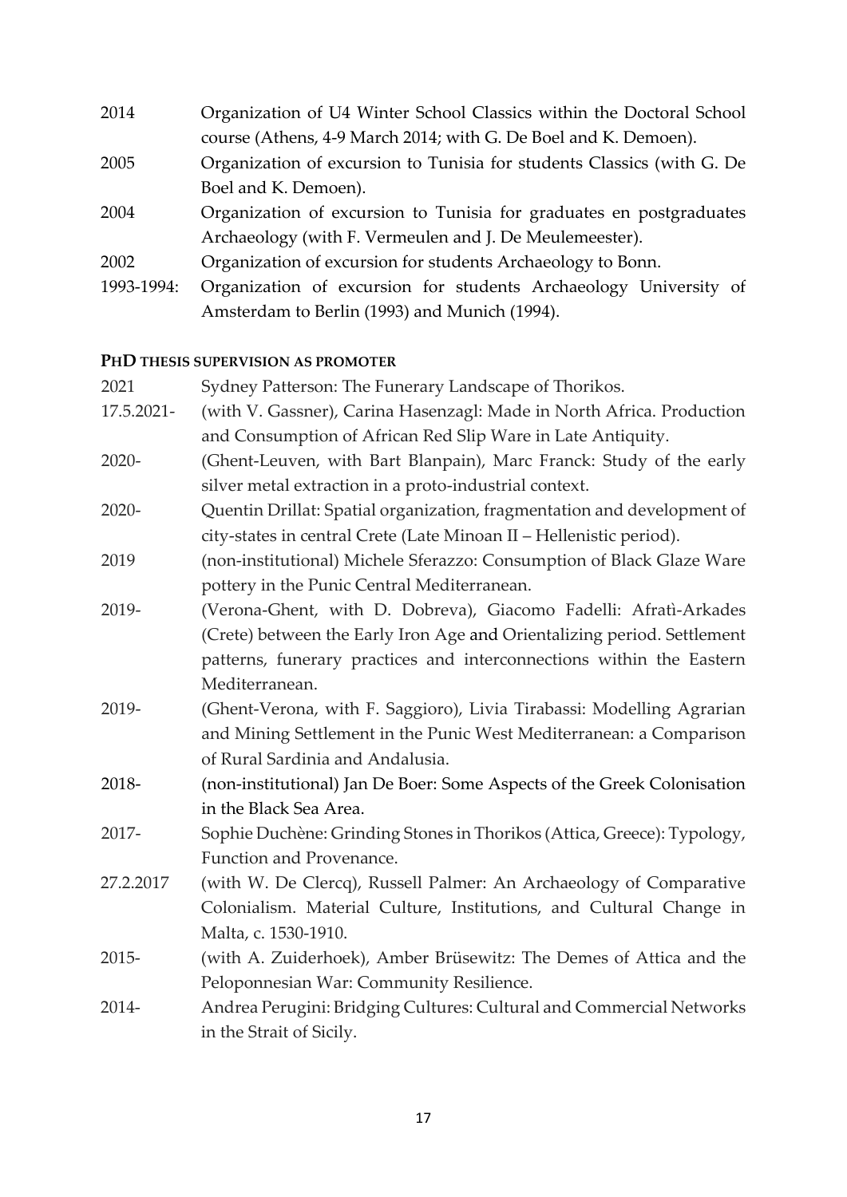2014 Organization of U4 Winter School Classics within the Doctoral School course (Athens, 4-9 March 2014; with G. De Boel and K. Demoen).

2005 Organization of excursion to Tunisia for students Classics (with G. De Boel and K. Demoen).

2004 Organization of excursion to Tunisia for graduates en postgraduates Archaeology (with F. Vermeulen and J. De Meulemeester).

2002 Organization of excursion for students Archaeology to Bonn.

1993-1994: Organization of excursion for students Archaeology University of Amsterdam to Berlin (1993) and Munich (1994).

**PHD THESIS SUPERVISION AS PROMOTER**

2021 Sydney Patterson: The Funerary Landscape of Thorikos.

17.5.2021- (with V. Gassner), Carina Hasenzagl: Made in North Africa. Production and Consumption of African Red Slip Ware in Late Antiquity.

2020- (Ghent-Leuven, with Bart Blanpain), Marc Franck: Study of the early silver metal extraction in a proto-industrial context.

2020- Quentin Drillat: Spatial organization, fragmentation and development of city-states in central Crete (Late Minoan II – Hellenistic period).

2019 (non-institutional) Michele Sferazzo: Consumption of Black Glaze Ware pottery in the Punic Central Mediterranean.

2019- (Verona-Ghent, with D. Dobreva), Giacomo Fadelli: Afratì-Arkades (Crete) between the Early Iron Age and Orientalizing period. Settlement patterns, funerary practices and interconnections within the Eastern Mediterranean.

2019- (Ghent-Verona, with F. Saggioro), Livia Tirabassi: Modelling Agrarian and Mining Settlement in the Punic West Mediterranean: a Comparison of Rural Sardinia and Andalusia.

2018- (non-institutional) Jan De Boer: Some Aspects of the Greek Colonisation in the Black Sea Area.

2017- Sophie Duchène: Grinding Stones in Thorikos (Attica, Greece): Typology, Function and Provenance.

27.2.2017 (with W. De Clercq), Russell Palmer: An Archaeology of Comparative Colonialism. Material Culture, Institutions, and Cultural Change in Malta, c. 1530-1910.

2015- (with A. Zuiderhoek), Amber Brüsewitz: The Demes of Attica and the Peloponnesian War: Community Resilience.

2014- Andrea Perugini: Bridging Cultures: Cultural and Commercial Networks in the Strait of Sicily.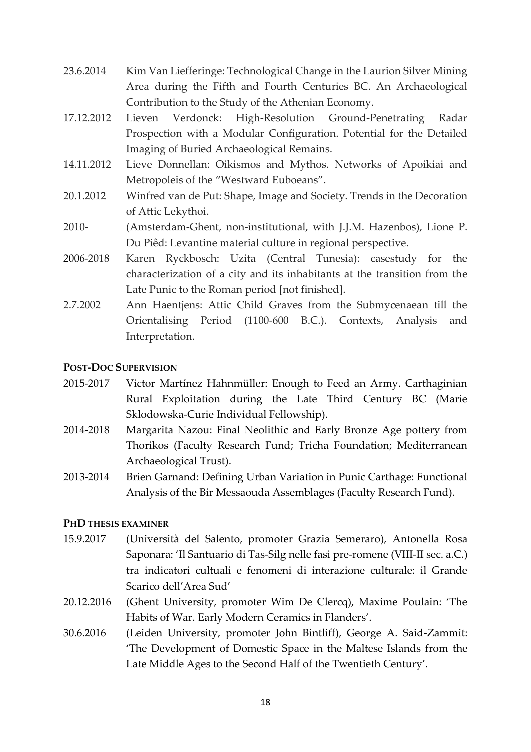23.6.2014 Kim Van Liefferinge: Technological Change in the Laurion Silver Mining Area during the Fifth and Fourth Centuries BC. An Archaeological Contribution to the Study of the Athenian Economy.

17.12.2012 Lieven Verdonck: High-Resolution Ground-Penetrating Radar Prospection with a Modular Configuration. Potential for the Detailed Imaging of Buried Archaeological Remains.

14.11.2012 Lieve Donnellan: Oikismos and Mythos. Networks of Apoikiai and Metropoleis of the "Westward Euboeans".

20.1.2012 Winfred van de Put: Shape, Image and Society. Trends in the Decoration of Attic Lekythoi.

2010- (Amsterdam-Ghent, non-institutional, with J.J.M. Hazenbos), Lione P. Du Piêd: Levantine material culture in regional perspective.

2006-2018 Karen Ryckbosch: Uzita (Central Tunesia): casestudy for the characterization of a city and its inhabitants at the transition from the Late Punic to the Roman period [not finished].

2.7.2002 Ann Haentjens: Attic Child Graves from the Submycenaean till the Orientalising Period (1100-600 B.C.). Contexts, Analysis and Interpretation.

**POST-DOC SUPERVISION**

2015-2017 Victor Martínez Hahnmüller: Enough to Feed an Army. Carthaginian Rural Exploitation during the Late Third Century BC (Marie Sklodowska-Curie Individual Fellowship).

2014-2018 Margarita Nazou: Final Neolithic and Early Bronze Age pottery from Thorikos (Faculty Research Fund; Tricha Foundation; Mediterranean Archaeological Trust).

2013-2014 Brien Garnand: Defining Urban Variation in Punic Carthage: Functional Analysis of the Bir Messaouda Assemblages (Faculty Research Fund).

**PHD THESIS EXAMINER**

15.9.2017 (Università del Salento, promoter Grazia Semeraro), Antonella Rosa Saponara: 'Il Santuario di Tas-Silg nelle fasi pre-romene (VIII-II sec. a.C.) tra indicatori cultuali e fenomeni di interazione culturale: il Grande Scarico dell'Area Sud'

20.12.2016 (Ghent University, promoter Wim De Clercq), Maxime Poulain: 'The Habits of War. Early Modern Ceramics in Flanders'.

30.6.2016 (Leiden University, promoter John Bintliff), George A. Said-Zammit: 'The Development of Domestic Space in the Maltese Islands from the Late Middle Ages to the Second Half of the Twentieth Century'.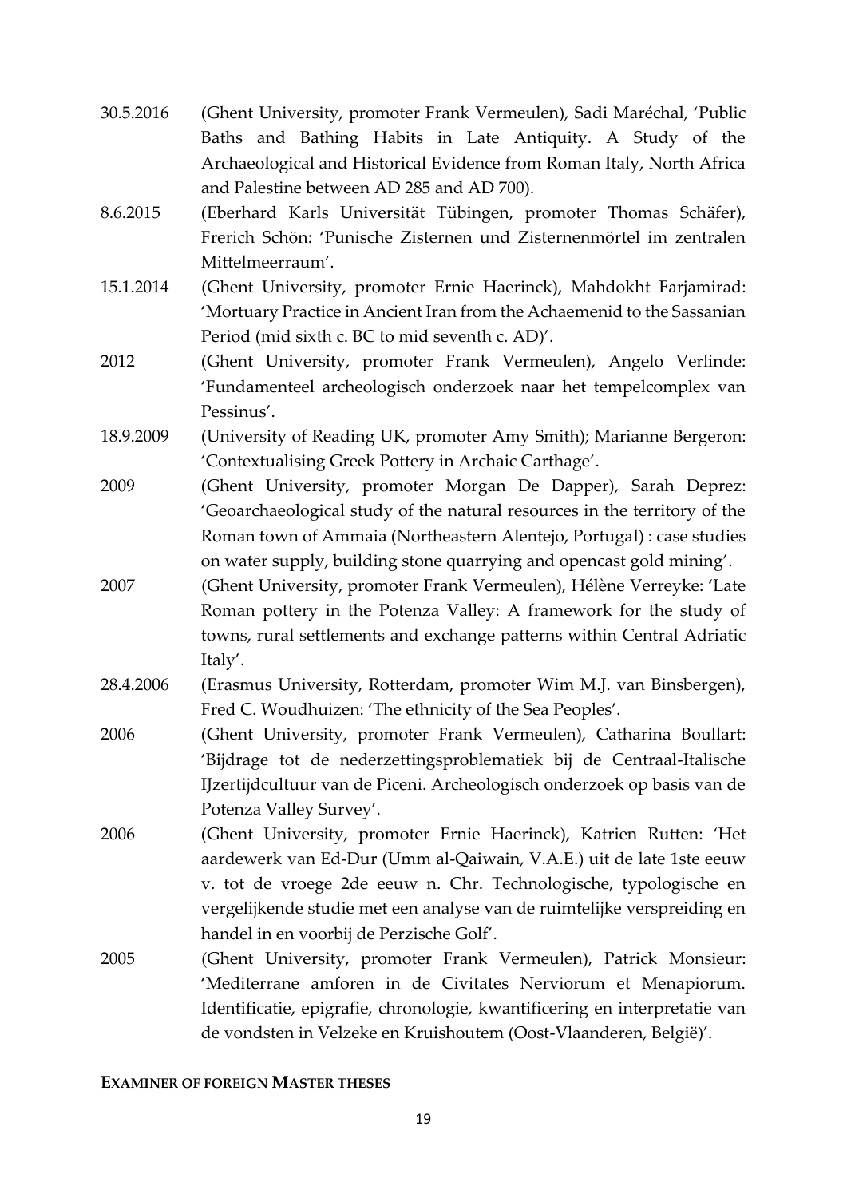30.5.2016 (Ghent University, promoter Frank Vermeulen), Sadi Maréchal, 'Public Baths and Bathing Habits in Late Antiquity. A Study of the Archaeological and Historical Evidence from Roman Italy, North Africa and Palestine between AD 285 and AD 700).

8.6.2015 (Eberhard Karls Universität Tübingen, promoter Thomas Schäfer), Frerich Schön: 'Punische Zisternen und Zisternenmörtel im zentralen Mittelmeerraum'.

15.1.2014 (Ghent University, promoter Ernie Haerinck), Mahdokht Farjamirad: 'Mortuary Practice in Ancient Iran from the Achaemenid to the Sassanian Period (mid sixth c. BC to mid seventh c. AD)'.

2012 (Ghent University, promoter Frank Vermeulen), Angelo Verlinde: 'Fundamenteel archeologisch onderzoek naar het tempelcomplex van Pessinus'.

18.9.2009 (University of Reading UK, promoter Amy Smith); Marianne Bergeron: 'Contextualising Greek Pottery in Archaic Carthage'.

2009 (Ghent University, promoter Morgan De Dapper), Sarah Deprez: 'Geoarchaeological study of the natural resources in the territory of the Roman town of Ammaia (Northeastern Alentejo, Portugal) : case studies on water supply, building stone quarrying and opencast gold mining'.

2007 (Ghent University, promoter Frank Vermeulen), Hélène Verreyke: 'Late Roman pottery in the Potenza Valley: A framework for the study of towns, rural settlements and exchange patterns within Central Adriatic Italy'.

28.4.2006 (Erasmus University, Rotterdam, promoter Wim M.J. van Binsbergen), Fred C. Woudhuizen: 'The ethnicity of the Sea Peoples'.

2006 (Ghent University, promoter Frank Vermeulen), Catharina Boullart: 'Bijdrage tot de nederzettingsproblematiek bij de Centraal-Italische IJzertijdcultuur van de Piceni. Archeologisch onderzoek op basis van de Potenza Valley Survey'.

2006 (Ghent University, promoter Ernie Haerinck), Katrien Rutten: 'Het aardewerk van Ed-Dur (Umm al-Qaiwain, V.A.E.) uit de late 1ste eeuw v. tot de vroege 2de eeuw n. Chr. Technologische, typologische en vergelijkende studie met een analyse van de ruimtelijke verspreiding en handel in en voorbij de Perzische Golf'.

2005 (Ghent University, promoter Frank Vermeulen), Patrick Monsieur: 'Mediterrane amforen in de Civitates Nerviorum et Menapiorum. Identificatie, epigrafie, chronologie, kwantificering en interpretatie van de vondsten in Velzeke en Kruishoutem (Oost-Vlaanderen, België)'.

**EXAMINER OF FOREIGN MASTER THESES**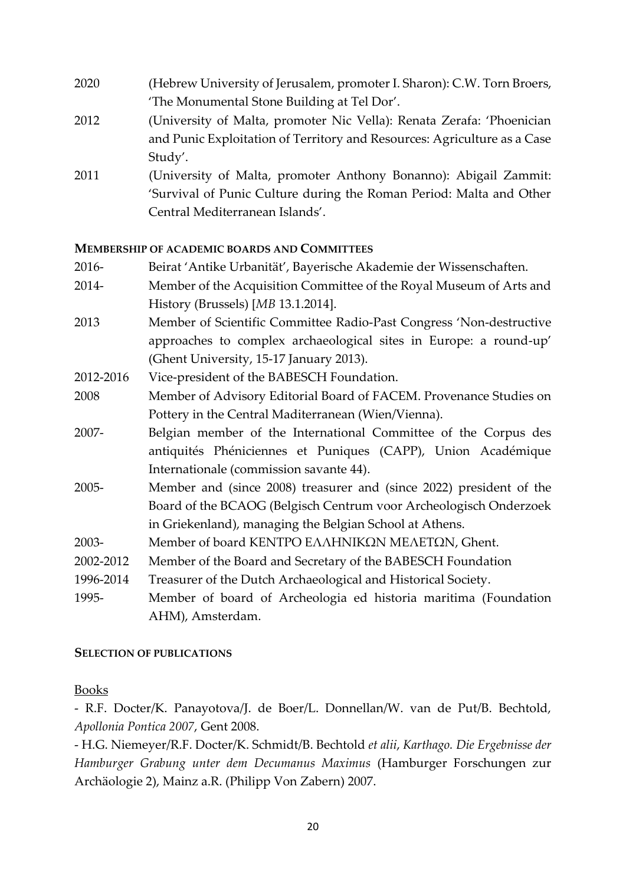2020 (Hebrew University of Jerusalem, promoter I. Sharon): C.W. Torn Broers, 'The Monumental Stone Building at Tel Dor'.

2012 (University of Malta, promoter Nic Vella): Renata Zerafa: 'Phoenician and Punic Exploitation of Territory and Resources: Agriculture as a Case Study'.

2011 (University of Malta, promoter Anthony Bonanno): Abigail Zammit: 'Survival of Punic Culture during the Roman Period: Malta and Other Central Mediterranean Islands'.

**MEMBERSHIP OF ACADEMIC BOARDS AND COMMITTEES**

2016- Beirat 'Antike Urbanität', Bayerische Akademie der Wissenschaften.

2014- Member of the Acquisition Committee of the Royal Museum of Arts and History (Brussels) [*MB* 13.1.2014].

2013 Member of Scientific Committee Radio-Past Congress 'Non-destructive approaches to complex archaeological sites in Europe: a round-up' (Ghent University, 15-17 January 2013).

2012-2016 Vice-president of the BABESCH Foundation.

2008 Member of Advisory Editorial Board of FACEM. Provenance Studies on Pottery in the Central Maditerranean (Wien/Vienna).

2007- Belgian member of the International Committee of the Corpus des antiquités Phéniciennes et Puniques (CAPP), Union Académique Internationale (commission savante 44).

2005- Member and (since 2008) treasurer and (since 2022) president of the Board of the BCAOG (Belgisch Centrum voor Archeologisch Onderzoek in Griekenland), managing the Belgian School at Athens.

2003- Member of board ΚΕΝΤΡΟ ΕΛΛΗΝΙΚΩΝ ΜΕΛΕΤΩΝ, Ghent.

2002-2012 Member of the Board and Secretary of the BABESCH Foundation

1996-2014 Treasurer of the Dutch Archaeological and Historical Society.

1995- Member of board of Archeologia ed historia maritima (Foundation AHM), Amsterdam.

**SELECTION OF PUBLICATIONS**

Books

- R.F. Docter/K. Panayotova/J. de Boer/L. Donnellan/W. van de Put/B. Bechtold, *Apollonia Pontica 2007*, Gent 2008.
- H.G. Niemeyer/R.F. Docter/K. Schmidt/B. Bechtold *et alii*, *Karthago. Die Ergebnisse der Hamburger Grabung unter dem Decumanus Maximus* (Hamburger Forschungen zur Archäologie 2), Mainz a.R. (Philipp Von Zabern) 2007.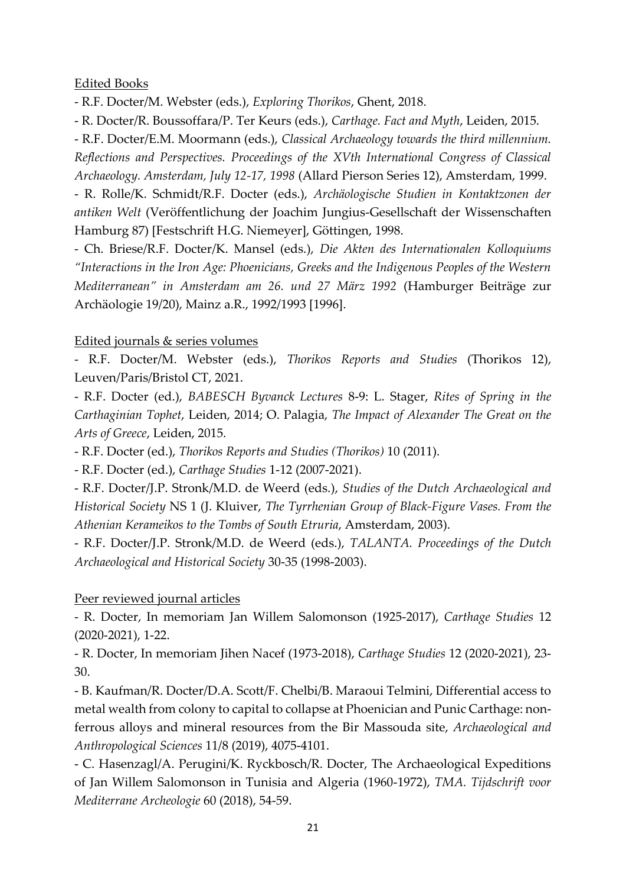Edited Books

- R.F. Docter/M. Webster (eds.), *Exploring Thorikos*, Ghent, 2018.
- R. Docter/R. Boussoffara/P. Ter Keurs (eds.), *Carthage. Fact and Myth*, Leiden, 2015.
- R.F. Docter/E.M. Moormann (eds.), *Classical Archaeology towards the third millennium. Reflections and Perspectives. Proceedings of the XVth International Congress of Classical Archaeology. Amsterdam, July 12-17, 1998* (Allard Pierson Series 12), Amsterdam, 1999.
- R. Rolle/K. Schmidt/R.F. Docter (eds.), *Archäologische Studien in Kontaktzonen der antiken Welt* (Veröffentlichung der Joachim Jungius-Gesellschaft der Wissenschaften Hamburg 87) [Festschrift H.G. Niemeyer], Göttingen, 1998.
- Ch. Briese/R.F. Docter/K. Mansel (eds.), *Die Akten des Internationalen Kolloquiums "Interactions in the Iron Age: Phoenicians, Greeks and the Indigenous Peoples of the Western Mediterranean" in Amsterdam am 26. und 27 März 1992* (Hamburger Beiträge zur Archäologie 19/20), Mainz a.R., 1992/1993 [1996].

Edited journals & series volumes

- R.F. Docter/M. Webster (eds.), *Thorikos Reports and Studies* (Thorikos 12), Leuven/Paris/Bristol CT, 2021.
- R.F. Docter (ed.), *BABESCH Byvanck Lectures* 8-9: L. Stager, *Rites of Spring in the Carthaginian Tophet*, Leiden, 2014; O. Palagia, *The Impact of Alexander The Great on the Arts of Greece*, Leiden, 2015.
- R.F. Docter (ed.), *Thorikos Reports and Studies (Thorikos)* 10 (2011).
- R.F. Docter (ed.), *Carthage Studies* 1-12 (2007-2021).
- R.F. Docter/J.P. Stronk/M.D. de Weerd (eds.), *Studies of the Dutch Archaeological and Historical Society* NS 1 (J. Kluiver, *The Tyrrhenian Group of Black-Figure Vases. From the Athenian Kerameikos to the Tombs of South Etruria*, Amsterdam, 2003).
- R.F. Docter/J.P. Stronk/M.D. de Weerd (eds.), *TALANTA. Proceedings of the Dutch Archaeological and Historical Society* 30-35 (1998-2003).

Peer reviewed journal articles

- R. Docter, In memoriam Jan Willem Salomonson (1925-2017), *Carthage Studies* 12 (2020-2021), 1-22.
- R. Docter, In memoriam Jihen Nacef (1973-2018), *Carthage Studies* 12 (2020-2021), 23-30.
- B. Kaufman/R. Docter/D.A. Scott/F. Chelbi/B. Maraoui Telmini, Differential access to metal wealth from colony to capital to collapse at Phoenician and Punic Carthage: non-ferrous alloys and mineral resources from the Bir Massouda site, *Archaeological and Anthropological Sciences* 11/8 (2019), 4075-4101.
- C. Hasenzagl/A. Perugini/K. Ryckbosch/R. Docter, The Archaeological Expeditions of Jan Willem Salomonson in Tunisia and Algeria (1960-1972), *TMA. Tijdschrift voor Mediterrane Archeologie* 60 (2018), 54-59.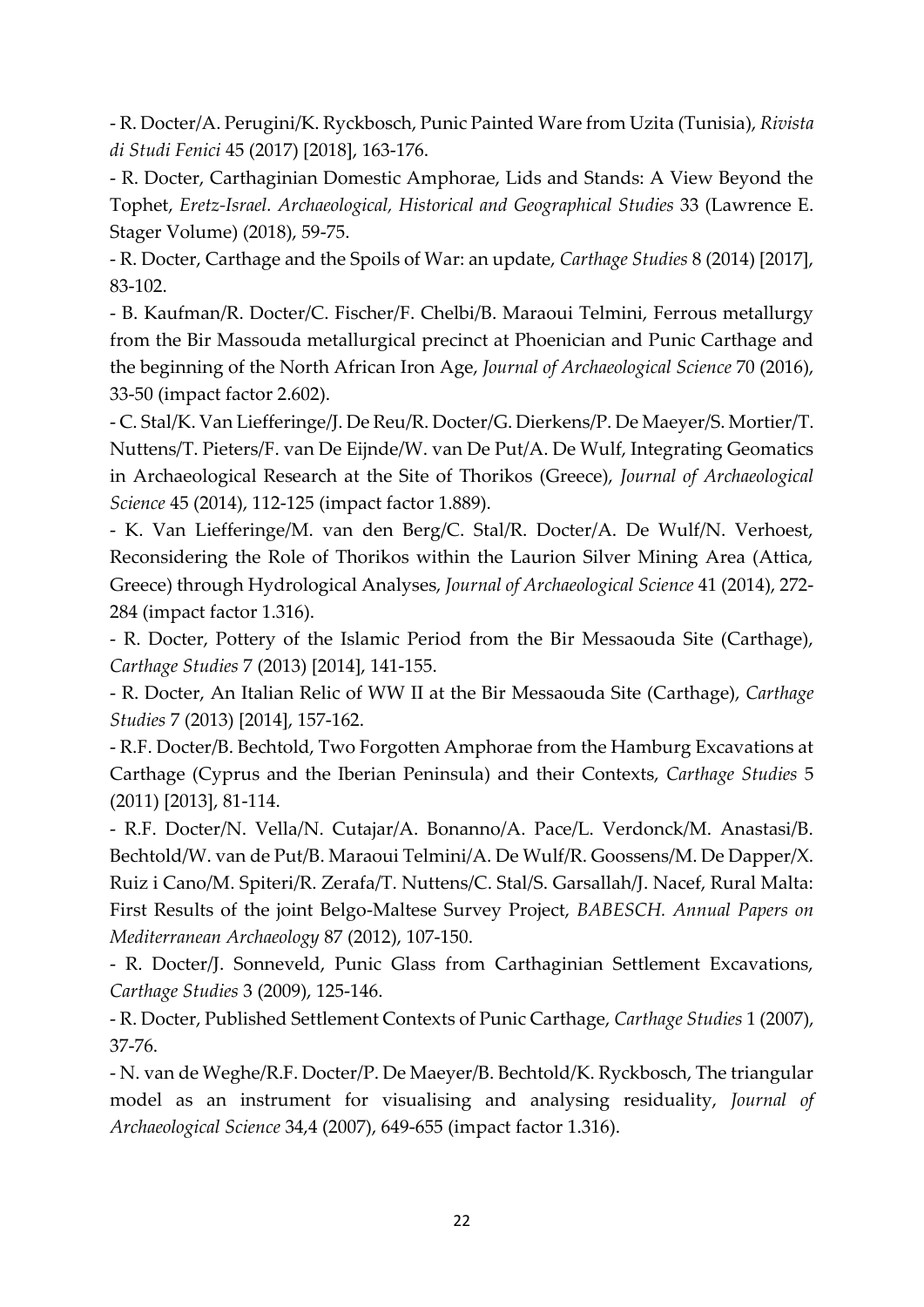- R. Docter/A. Perugini/K. Ryckbosch, Punic Painted Ware from Uzita (Tunisia), *Rivista di Studi Fenici* 45 (2017) [2018], 163-176.

- R. Docter, Carthaginian Domestic Amphorae, Lids and Stands: A View Beyond the Tophet, *Eretz-Israel. Archaeological, Historical and Geographical Studies* 33 (Lawrence E. Stager Volume) (2018), 59-75.

- R. Docter, Carthage and the Spoils of War: an update, *Carthage Studies* 8 (2014) [2017], 83-102.

- B. Kaufman/R. Docter/C. Fischer/F. Chelbi/B. Maraoui Telmini, Ferrous metallurgy from the Bir Massouda metallurgical precinct at Phoenician and Punic Carthage and the beginning of the North African Iron Age, *Journal of Archaeological Science* 70 (2016), 33-50 (impact factor 2.602).

- C. Stal/K. Van Liefferinge/J. De Reu/R. Docter/G. Dierkens/P. De Maeyer/S. Mortier/T. Nuttens/T. Pieters/F. van De Eijnde/W. van De Put/A. De Wulf, Integrating Geomatics in Archaeological Research at the Site of Thorikos (Greece), *Journal of Archaeological Science* 45 (2014), 112-125 (impact factor 1.889).

- K. Van Liefferinge/M. van den Berg/C. Stal/R. Docter/A. De Wulf/N. Verhoest, Reconsidering the Role of Thorikos within the Laurion Silver Mining Area (Attica, Greece) through Hydrological Analyses, *Journal of Archaeological Science* 41 (2014), 272-284 (impact factor 1.316).

- R. Docter, Pottery of the Islamic Period from the Bir Messaouda Site (Carthage), *Carthage Studies* 7 (2013) [2014], 141-155.

- R. Docter, An Italian Relic of WW II at the Bir Messaouda Site (Carthage), *Carthage Studies* 7 (2013) [2014], 157-162.

- R.F. Docter/B. Bechtold, Two Forgotten Amphorae from the Hamburg Excavations at Carthage (Cyprus and the Iberian Peninsula) and their Contexts, *Carthage Studies* 5 (2011) [2013], 81-114.

- R.F. Docter/N. Vella/N. Cutajar/A. Bonanno/A. Pace/L. Verdonck/M. Anastasi/B. Bechtold/W. van de Put/B. Maraoui Telmini/A. De Wulf/R. Goossens/M. De Dapper/X. Ruiz i Cano/M. Spiteri/R. Zerafa/T. Nuttens/C. Stal/S. Garsallah/J. Nacef, Rural Malta: First Results of the joint Belgo-Maltese Survey Project, *BABESCH. Annual Papers on Mediterranean Archaeology* 87 (2012), 107-150.

- R. Docter/J. Sonneveld, Punic Glass from Carthaginian Settlement Excavations, *Carthage Studies* 3 (2009), 125-146.

- R. Docter, Published Settlement Contexts of Punic Carthage, *Carthage Studies* 1 (2007), 37-76.

- N. van de Weghe/R.F. Docter/P. De Maeyer/B. Bechtold/K. Ryckbosch, The triangular model as an instrument for visualising and analysing residuality, *Journal of Archaeological Science* 34,4 (2007), 649-655 (impact factor 1.316).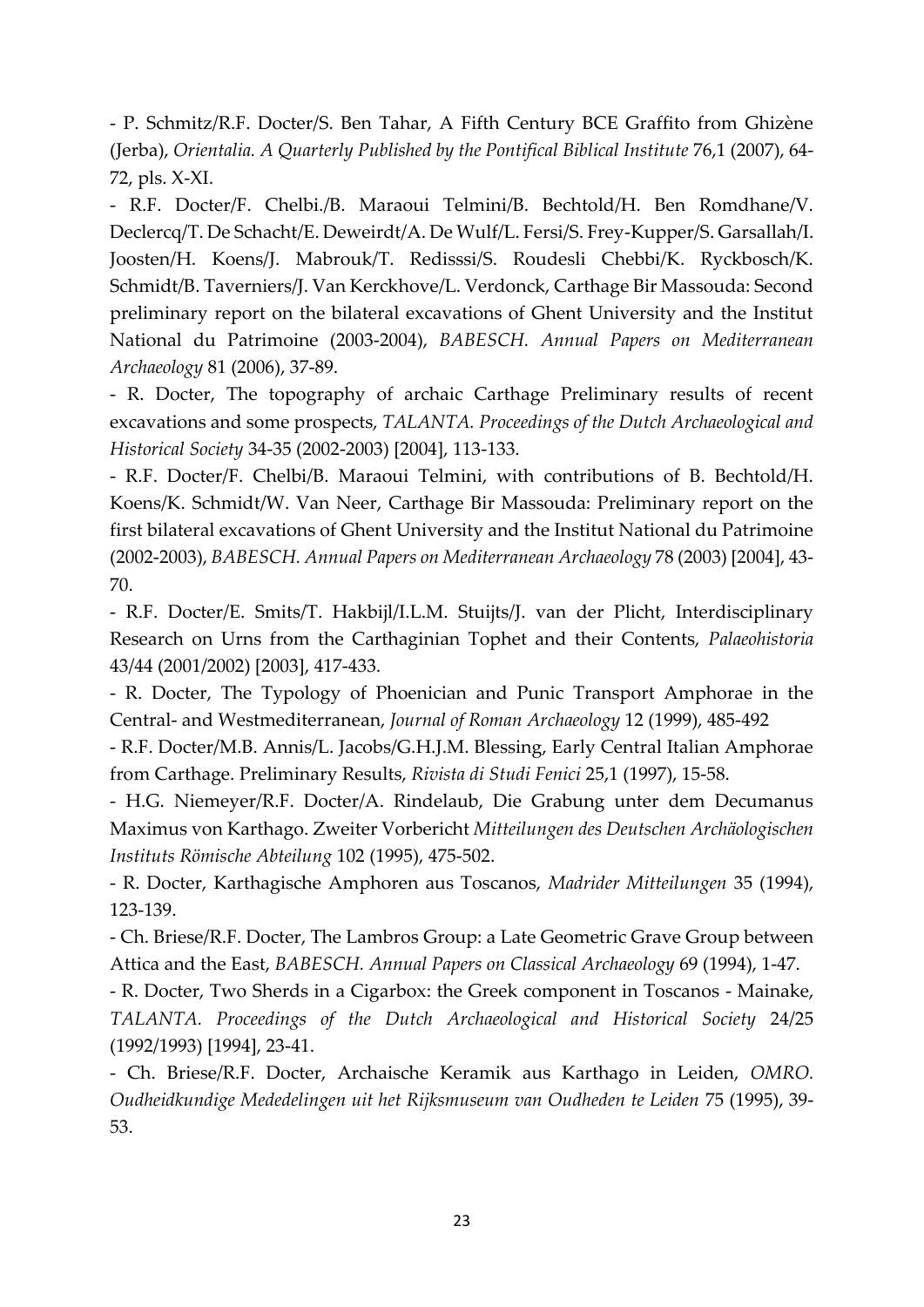- P. Schmitz/R.F. Docter/S. Ben Tahar, A Fifth Century BCE Graffito from Ghizène (Jerba), *Orientalia. A Quarterly Published by the Pontifical Biblical Institute* 76,1 (2007), 64-72, pls. X-XI.

- R.F. Docter/F. Chelbi./B. Maraoui Telmini/B. Bechtold/H. Ben Romdhane/V. Declercq/T. De Schacht/E. Deweirdt/A. De Wulf/L. Fersi/S. Frey-Kupper/S. Garsallah/I. Joosten/H. Koens/J. Mabrouk/T. Redisssi/S. Roudesli Chebbi/K. Ryckbosch/K. Schmidt/B. Taverniers/J. Van Kerckhove/L. Verdonck, Carthage Bir Massouda: Second preliminary report on the bilateral excavations of Ghent University and the Institut National du Patrimoine (2003-2004), *BABESCH. Annual Papers on Mediterranean Archaeology* 81 (2006), 37-89.

- R. Docter, The topography of archaic Carthage Preliminary results of recent excavations and some prospects, *TALANTA. Proceedings of the Dutch Archaeological and Historical Society* 34-35 (2002-2003) [2004], 113-133.

- R.F. Docter/F. Chelbi/B. Maraoui Telmini, with contributions of B. Bechtold/H. Koens/K. Schmidt/W. Van Neer, Carthage Bir Massouda: Preliminary report on the first bilateral excavations of Ghent University and the Institut National du Patrimoine (2002-2003), *BABESCH. Annual Papers on Mediterranean Archaeology* 78 (2003) [2004], 43-70.

- R.F. Docter/E. Smits/T. Hakbijl/I.L.M. Stuijts/J. van der Plicht, Interdisciplinary Research on Urns from the Carthaginian Tophet and their Contents, *Palaeohistoria* 43/44 (2001/2002) [2003], 417-433.

- R. Docter, The Typology of Phoenician and Punic Transport Amphorae in the Central- and Westmediterranean, *Journal of Roman Archaeology* 12 (1999), 485-492

- R.F. Docter/M.B. Annis/L. Jacobs/G.H.J.M. Blessing, Early Central Italian Amphorae from Carthage. Preliminary Results, *Rivista di Studi Fenici* 25,1 (1997), 15-58.

- H.G. Niemeyer/R.F. Docter/A. Rindelaub, Die Grabung unter dem Decumanus Maximus von Karthago. Zweiter Vorbericht *Mitteilungen des Deutschen Archäologischen Instituts Römische Abteilung* 102 (1995), 475-502.

- R. Docter, Karthagische Amphoren aus Toscanos, *Madrider Mitteilungen* 35 (1994), 123-139.

- Ch. Briese/R.F. Docter, The Lambros Group: a Late Geometric Grave Group between Attica and the East, *BABESCH. Annual Papers on Classical Archaeology* 69 (1994), 1-47.

- R. Docter, Two Sherds in a Cigarbox: the Greek component in Toscanos - Mainake, *TALANTA. Proceedings of the Dutch Archaeological and Historical Society* 24/25 (1992/1993) [1994], 23-41.

- Ch. Briese/R.F. Docter, Archaische Keramik aus Karthago in Leiden, *OMRO. Oudheidkundige Mededelingen uit het Rijksmuseum van Oudheden te Leiden* 75 (1995), 39-53.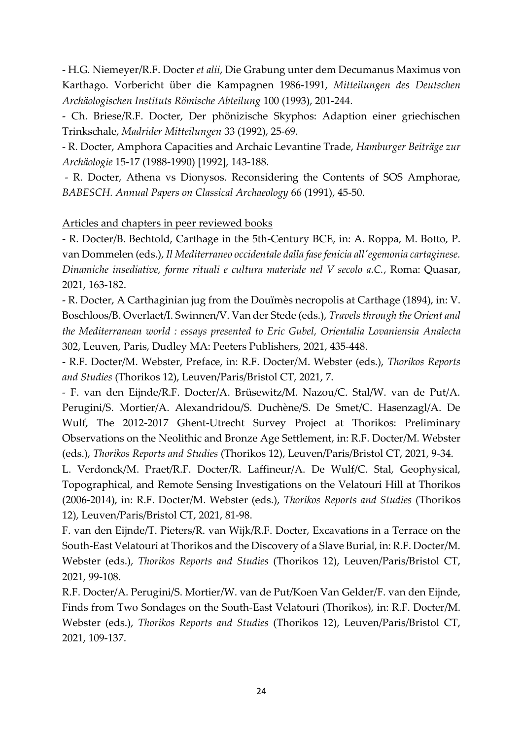- H.G. Niemeyer/R.F. Docter *et alii*, Die Grabung unter dem Decumanus Maximus von Karthago. Vorbericht über die Kampagnen 1986-1991, *Mitteilungen des Deutschen Archäologischen Instituts Römische Abteilung* 100 (1993), 201-244.

- Ch. Briese/R.F. Docter, Der phönizische Skyphos: Adaption einer griechischen Trinkschale, *Madrider Mitteilungen* 33 (1992), 25-69.

- R. Docter, Amphora Capacities and Archaic Levantine Trade, *Hamburger Beiträge zur Archäologie* 15-17 (1988-1990) [1992], 143-188.

- R. Docter, Athena vs Dionysos. Reconsidering the Contents of SOS Amphorae, *BABESCH. Annual Papers on Classical Archaeology* 66 (1991), 45-50.

Articles and chapters in peer reviewed books

- R. Docter/B. Bechtold, Carthage in the 5th-Century BCE, in: A. Roppa, M. Botto, P. van Dommelen (eds.), *Il Mediterraneo occidentale dalla fase fenicia all'egemonia cartaginese. Dinamiche insediative, forme rituali e cultura materiale nel V secolo a.C.*, Roma: Quasar, 2021, 163-182.

- R. Docter, A Carthaginian jug from the Douïmès necropolis at Carthage (1894), in: V. Boschloos/B. Overlaet/I. Swinnen/V. Van der Stede (eds.), *Travels through the Orient and the Mediterranean world : essays presented to Eric Gubel, Orientalia Lovaniensia Analecta* 302, Leuven, Paris, Dudley MA: Peeters Publishers, 2021, 435-448.

- R.F. Docter/M. Webster, Preface, in: R.F. Docter/M. Webster (eds.), *Thorikos Reports and Studies* (Thorikos 12), Leuven/Paris/Bristol CT, 2021, 7.

- F. van den Eijnde/R.F. Docter/A. Brüsewitz/M. Nazou/C. Stal/W. van de Put/A. Perugini/S. Mortier/A. Alexandridou/S. Duchène/S. De Smet/C. Hasenzagl/A. De Wulf, The 2012-2017 Ghent-Utrecht Survey Project at Thorikos: Preliminary Observations on the Neolithic and Bronze Age Settlement, in: R.F. Docter/M. Webster (eds.), *Thorikos Reports and Studies* (Thorikos 12), Leuven/Paris/Bristol CT, 2021, 9-34.

L. Verdonck/M. Praet/R.F. Docter/R. Laffineur/A. De Wulf/C. Stal, Geophysical, Topographical, and Remote Sensing Investigations on the Velatouri Hill at Thorikos (2006-2014), in: R.F. Docter/M. Webster (eds.), *Thorikos Reports and Studies* (Thorikos 12), Leuven/Paris/Bristol CT, 2021, 81-98.

F. van den Eijnde/T. Pieters/R. van Wijk/R.F. Docter, Excavations in a Terrace on the South-East Velatouri at Thorikos and the Discovery of a Slave Burial, in: R.F. Docter/M. Webster (eds.), *Thorikos Reports and Studies* (Thorikos 12), Leuven/Paris/Bristol CT, 2021, 99-108.

R.F. Docter/A. Perugini/S. Mortier/W. van de Put/Koen Van Gelder/F. van den Eijnde, Finds from Two Sondages on the South-East Velatouri (Thorikos), in: R.F. Docter/M. Webster (eds.), *Thorikos Reports and Studies* (Thorikos 12), Leuven/Paris/Bristol CT, 2021, 109-137.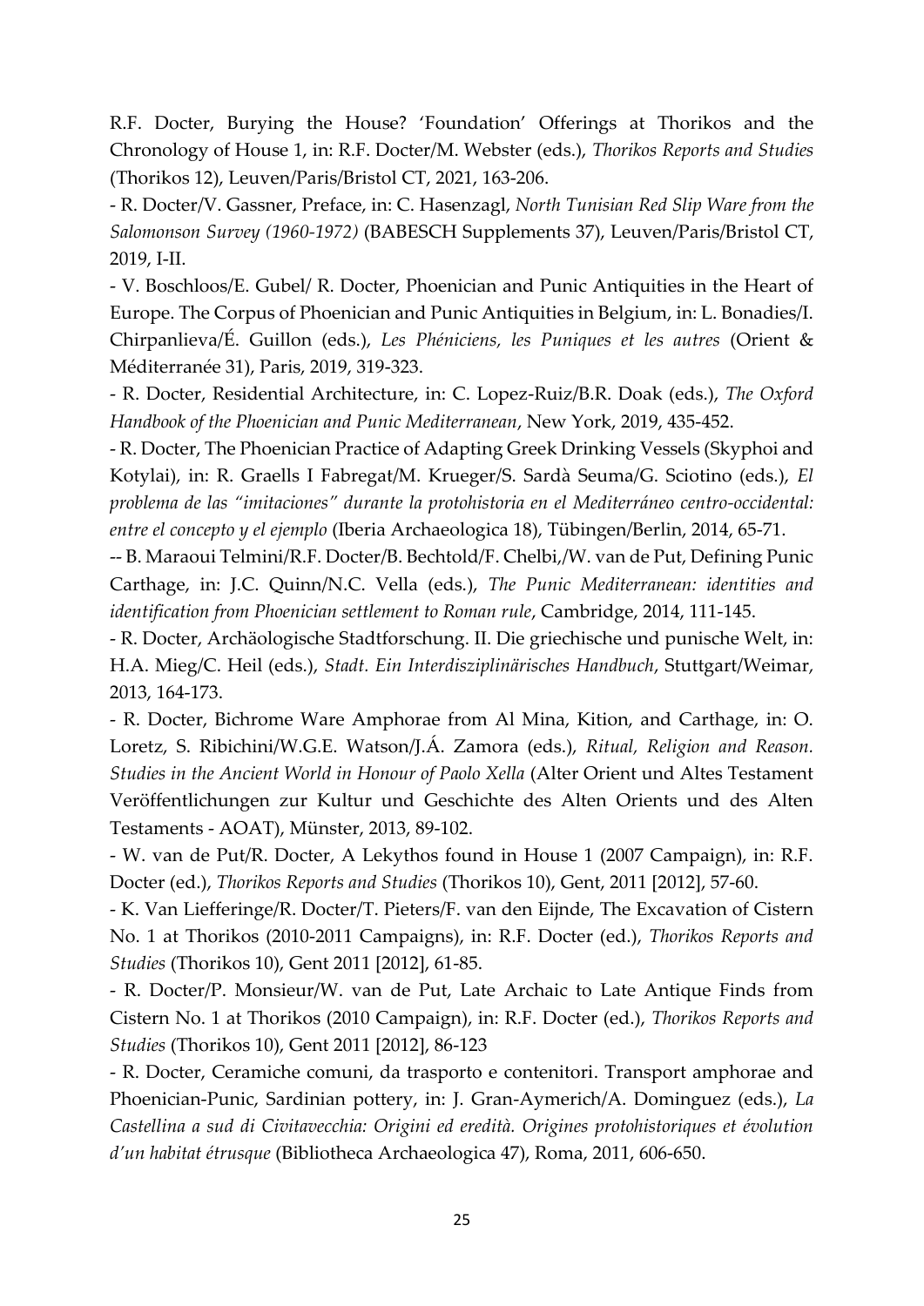R.F. Docter, Burying the House? 'Foundation' Offerings at Thorikos and the Chronology of House 1, in: R.F. Docter/M. Webster (eds.), *Thorikos Reports and Studies* (Thorikos 12), Leuven/Paris/Bristol CT, 2021, 163-206.

- R. Docter/V. Gassner, Preface, in: C. Hasenzagl, *North Tunisian Red Slip Ware from the Salomonson Survey (1960-1972)* (BABESCH Supplements 37), Leuven/Paris/Bristol CT, 2019, I-II.

- V. Boschloos/E. Gubel/ R. Docter, Phoenician and Punic Antiquities in the Heart of Europe. The Corpus of Phoenician and Punic Antiquities in Belgium, in: L. Bonadies/I. Chirpanlieva/É. Guillon (eds.), *Les Phéniciens, les Puniques et les autres* (Orient & Méditerranée 31), Paris, 2019, 319-323.

- R. Docter, Residential Architecture, in: C. Lopez-Ruiz/B.R. Doak (eds.), *The Oxford Handbook of the Phoenician and Punic Mediterranean*, New York, 2019, 435-452.

- R. Docter, The Phoenician Practice of Adapting Greek Drinking Vessels (Skyphoi and Kotylai), in: R. Graells I Fabregat/M. Krueger/S. Sardà Seuma/G. Sciotino (eds.), *El problema de las "imitaciones" durante la protohistoria en el Mediterráneo centro-occidental: entre el concepto y el ejemplo* (Iberia Archaeologica 18), Tübingen/Berlin, 2014, 65-71.

-- B. Maraoui Telmini/R.F. Docter/B. Bechtold/F. Chelbi,/W. van de Put, Defining Punic Carthage, in: J.C. Quinn/N.C. Vella (eds.), *The Punic Mediterranean: identities and identification from Phoenician settlement to Roman rule*, Cambridge, 2014, 111-145.

- R. Docter, Archäologische Stadtforschung. II. Die griechische und punische Welt, in: H.A. Mieg/C. Heil (eds.), *Stadt. Ein Interdisziplinärisches Handbuch*, Stuttgart/Weimar, 2013, 164-173.

- R. Docter, Bichrome Ware Amphorae from Al Mina, Kition, and Carthage, in: O. Loretz, S. Ribichini/W.G.E. Watson/J.Á. Zamora (eds.), *Ritual, Religion and Reason. Studies in the Ancient World in Honour of Paolo Xella* (Alter Orient und Altes Testament Veröffentlichungen zur Kultur und Geschichte des Alten Orients und des Alten Testaments - AOAT), Münster, 2013, 89-102.

- W. van de Put/R. Docter, A Lekythos found in House 1 (2007 Campaign), in: R.F. Docter (ed.), *Thorikos Reports and Studies* (Thorikos 10), Gent, 2011 [2012], 57-60.

- K. Van Liefferinge/R. Docter/T. Pieters/F. van den Eijnde, The Excavation of Cistern No. 1 at Thorikos (2010-2011 Campaigns), in: R.F. Docter (ed.), *Thorikos Reports and Studies* (Thorikos 10), Gent 2011 [2012], 61-85.

- R. Docter/P. Monsieur/W. van de Put, Late Archaic to Late Antique Finds from Cistern No. 1 at Thorikos (2010 Campaign), in: R.F. Docter (ed.), *Thorikos Reports and Studies* (Thorikos 10), Gent 2011 [2012], 86-123

- R. Docter, Ceramiche comuni, da trasporto e contenitori. Transport amphorae and Phoenician-Punic, Sardinian pottery, in: J. Gran-Aymerich/A. Dominguez (eds.), *La Castellina a sud di Civitavecchia: Origini ed eredità. Origines protohistoriques et évolution d'un habitat étrusque* (Bibliotheca Archaeologica 47), Roma, 2011, 606-650.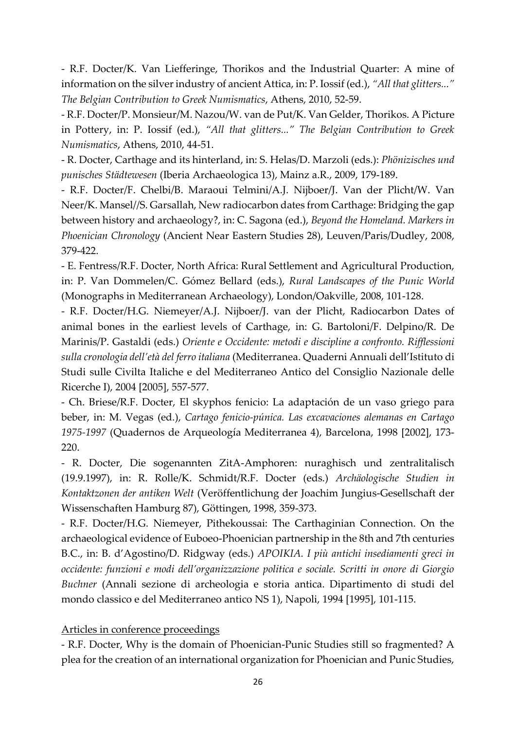- R.F. Docter/K. Van Liefferinge, Thorikos and the Industrial Quarter: A mine of information on the silver industry of ancient Attica, in: P. Iossif (ed.), *"All that glitters..." The Belgian Contribution to Greek Numismatics*, Athens, 2010, 52-59.

- R.F. Docter/P. Monsieur/M. Nazou/W. van de Put/K. Van Gelder, Thorikos. A Picture in Pottery, in: P. Iossif (ed.), *"All that glitters..." The Belgian Contribution to Greek Numismatics*, Athens, 2010, 44-51.

- R. Docter, Carthage and its hinterland, in: S. Helas/D. Marzoli (eds.): *Phönizisches und punisches Städtewesen* (Iberia Archaeologica 13), Mainz a.R., 2009, 179-189.

- R.F. Docter/F. Chelbi/B. Maraoui Telmini/A.J. Nijboer/J. Van der Plicht/W. Van Neer/K. Mansel//S. Garsallah, New radiocarbon dates from Carthage: Bridging the gap between history and archaeology?, in: C. Sagona (ed.), *Beyond the Homeland. Markers in Phoenician Chronology* (Ancient Near Eastern Studies 28), Leuven/Paris/Dudley, 2008, 379-422.

- E. Fentress/R.F. Docter, North Africa: Rural Settlement and Agricultural Production, in: P. Van Dommelen/C. Gómez Bellard (eds.), *Rural Landscapes of the Punic World* (Monographs in Mediterranean Archaeology), London/Oakville, 2008, 101-128.

- R.F. Docter/H.G. Niemeyer/A.J. Nijboer/J. van der Plicht, Radiocarbon Dates of animal bones in the earliest levels of Carthage, in: G. Bartoloni/F. Delpino/R. De Marinis/P. Gastaldi (eds.) *Oriente e Occidente: metodi e discipline a confronto. Rifflessioni sulla cronologia dell'età del ferro italiana* (Mediterranea. Quaderni Annuali dell'Istituto di Studi sulle Civilta Italiche e del Mediterraneo Antico del Consiglio Nazionale delle Ricerche I), 2004 [2005], 557-577.

- Ch. Briese/R.F. Docter, El skyphos fenicio: La adaptación de un vaso griego para beber, in: M. Vegas (ed.), *Cartago fenicio-púnica. Las excavaciones alemanas en Cartago 1975-1997* (Quadernos de Arqueología Mediterranea 4), Barcelona, 1998 [2002], 173-220.

- R. Docter, Die sogenannten ZitA-Amphoren: nuraghisch und zentralitalisch (19.9.1997), in: R. Rolle/K. Schmidt/R.F. Docter (eds.) *Archäologische Studien in Kontaktzonen der antiken Welt* (Veröffentlichung der Joachim Jungius-Gesellschaft der Wissenschaften Hamburg 87), Göttingen, 1998, 359-373.

- R.F. Docter/H.G. Niemeyer, Pithekoussai: The Carthaginian Connection. On the archaeological evidence of Euboeo-Phoenician partnership in the 8th and 7th centuries B.C., in: B. d'Agostino/D. Ridgway (eds.) *APOIKIA. I più antichi insediamenti greci in occidente: funzioni e modi dell'organizzazione politica e sociale. Scritti in onore di Giorgio Buchner* (Annali sezione di archeologia e storia antica. Dipartimento di studi del mondo classico e del Mediterraneo antico NS 1), Napoli, 1994 [1995], 101-115.

<u>Articles in conference proceedings</u>

- R.F. Docter, Why is the domain of Phoenician-Punic Studies still so fragmented? A plea for the creation of an international organization for Phoenician and Punic Studies,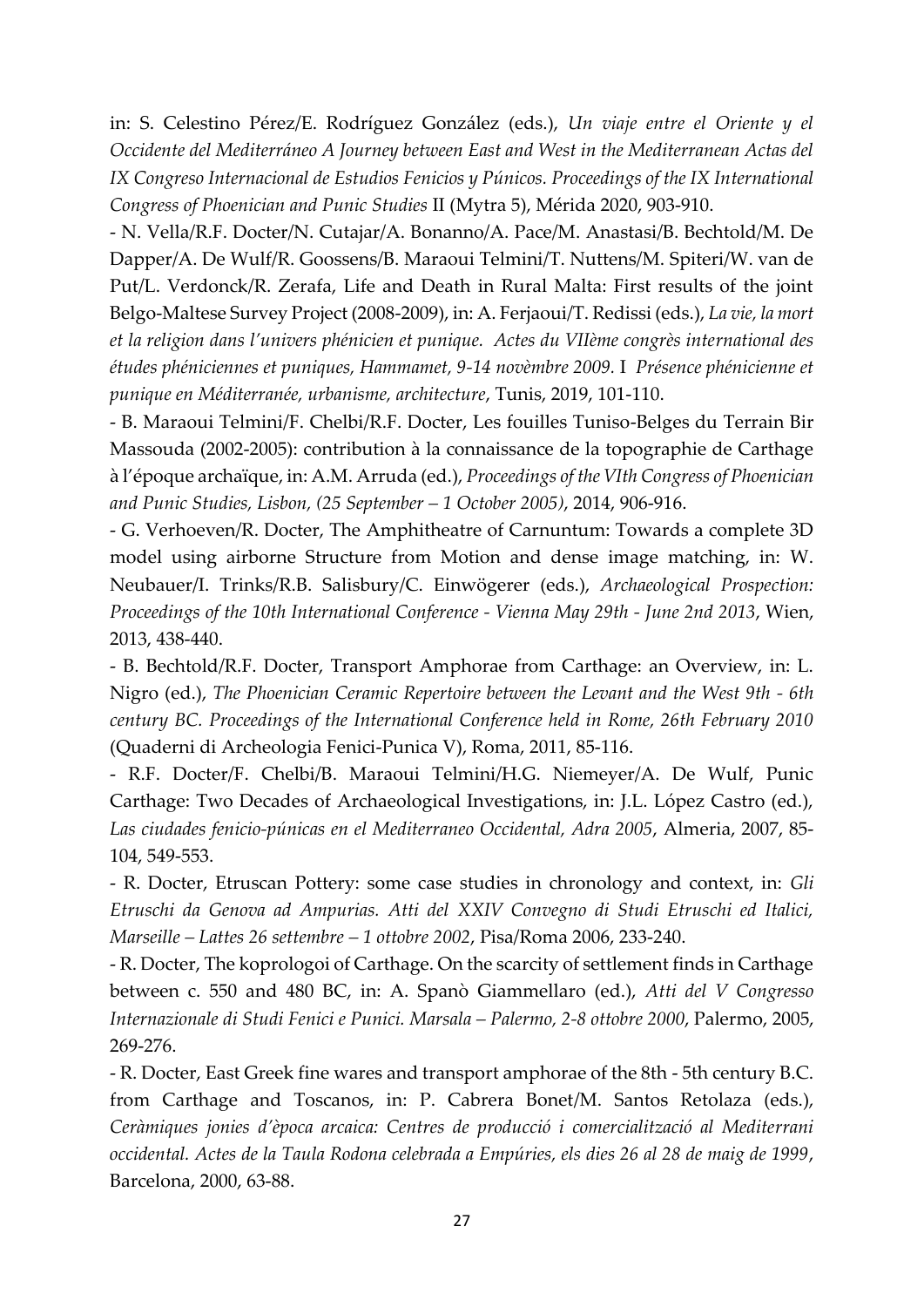in: S. Celestino Pérez/E. Rodríguez González (eds.), *Un viaje entre el Oriente y el Occidente del Mediterráneo A Journey between East and West in the Mediterranean Actas del IX Congreso Internacional de Estudios Fenicios y Púnicos. Proceedings of the IX International Congress of Phoenician and Punic Studies* II (Mytra 5), Mérida 2020, 903-910.

- N. Vella/R.F. Docter/N. Cutajar/A. Bonanno/A. Pace/M. Anastasi/B. Bechtold/M. De Dapper/A. De Wulf/R. Goossens/B. Maraoui Telmini/T. Nuttens/M. Spiteri/W. van de Put/L. Verdonck/R. Zerafa, Life and Death in Rural Malta: First results of the joint Belgo-Maltese Survey Project (2008-2009), in: A. Ferjaoui/T. Redissi (eds.), *La vie, la mort et la religion dans l'univers phénicien et punique. Actes du VIIème congrès international des études phéniciennes et puniques, Hammamet, 9-14 novèmbre 2009*. I *Présence phénicienne et punique en Méditerranée, urbanisme, architecture*, Tunis, 2019, 101-110.

- B. Maraoui Telmini/F. Chelbi/R.F. Docter, Les fouilles Tuniso-Belges du Terrain Bir Massouda (2002-2005): contribution à la connaissance de la topographie de Carthage à l'époque archaïque, in: A.M. Arruda (ed.), *Proceedings of the VIth Congress of Phoenician and Punic Studies, Lisbon, (25 September – 1 October 2005)*, 2014, 906-916.

- G. Verhoeven/R. Docter, The Amphitheatre of Carnuntum: Towards a complete 3D model using airborne Structure from Motion and dense image matching, in: W. Neubauer/I. Trinks/R.B. Salisbury/C. Einwögerer (eds.), *Archaeological Prospection: Proceedings of the 10th International Conference - Vienna May 29th - June 2nd 2013*, Wien, 2013, 438-440.

- B. Bechtold/R.F. Docter, Transport Amphorae from Carthage: an Overview, in: L. Nigro (ed.), *The Phoenician Ceramic Repertoire between the Levant and the West 9th - 6th century BC. Proceedings of the International Conference held in Rome, 26th February 2010* (Quaderni di Archeologia Fenici-Punica V), Roma, 2011, 85-116.

- R.F. Docter/F. Chelbi/B. Maraoui Telmini/H.G. Niemeyer/A. De Wulf, Punic Carthage: Two Decades of Archaeological Investigations, in: J.L. López Castro (ed.), *Las ciudades fenicio-púnicas en el Mediterraneo Occidental, Adra 2005*, Almeria, 2007, 85-104, 549-553.

- R. Docter, Etruscan Pottery: some case studies in chronology and context, in: *Gli Etruschi da Genova ad Ampurias. Atti del XXIV Convegno di Studi Etruschi ed Italici, Marseille – Lattes 26 settembre – 1 ottobre 2002*, Pisa/Roma 2006, 233-240.

- R. Docter, The koprologoi of Carthage. On the scarcity of settlement finds in Carthage between c. 550 and 480 BC, in: A. Spanò Giammellaro (ed.), *Atti del V Congresso Internazionale di Studi Fenici e Punici. Marsala – Palermo, 2-8 ottobre 2000*, Palermo, 2005, 269-276.

- R. Docter, East Greek fine wares and transport amphorae of the 8th - 5th century B.C. from Carthage and Toscanos, in: P. Cabrera Bonet/M. Santos Retolaza (eds.), *Ceràmiques jonies d'època arcaica: Centres de producció i comercialització al Mediterrani occidental. Actes de la Taula Rodona celebrada a Empúries, els dies 26 al 28 de maig de 1999*, Barcelona, 2000, 63-88.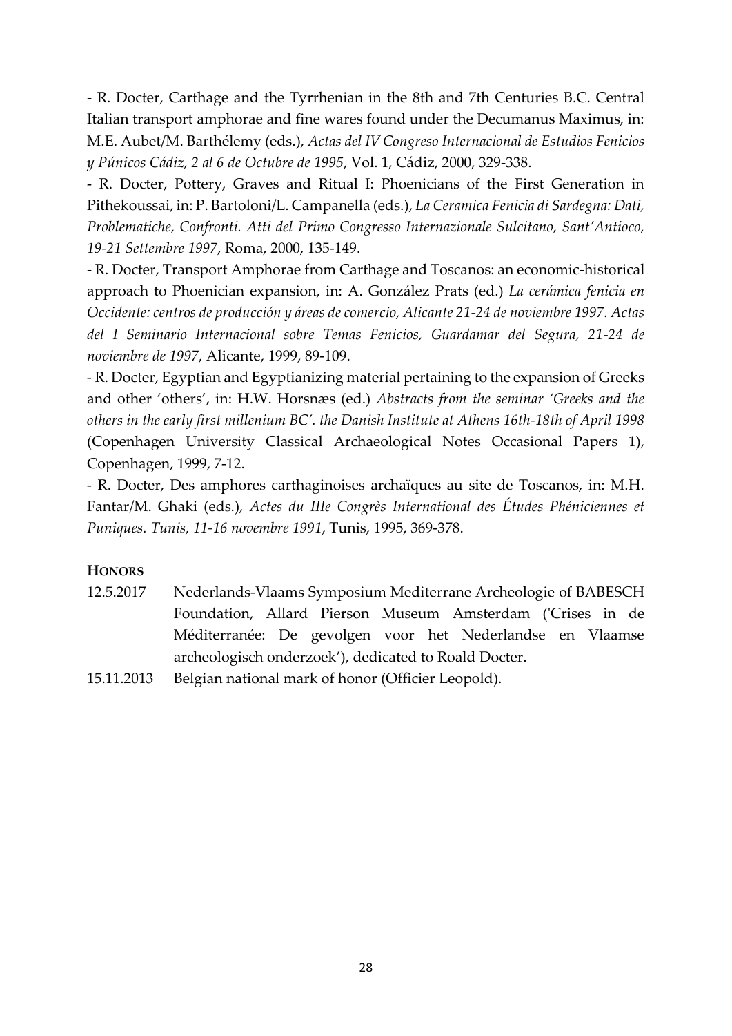- R. Docter, Carthage and the Tyrrhenian in the 8th and 7th Centuries B.C. Central Italian transport amphorae and fine wares found under the Decumanus Maximus, in: M.E. Aubet/M. Barthélemy (eds.), *Actas del IV Congreso Internacional de Estudios Fenicios y Púnicos Cádiz, 2 al 6 de Octubre de 1995*, Vol. 1, Cádiz, 2000, 329-338.

- R. Docter, Pottery, Graves and Ritual I: Phoenicians of the First Generation in Pithekoussai, in: P. Bartoloni/L. Campanella (eds.), *La Ceramica Fenicia di Sardegna: Dati, Problematiche, Confronti. Atti del Primo Congresso Internazionale Sulcitano, Sant'Antioco, 19-21 Settembre 1997*, Roma, 2000, 135-149.

- R. Docter, Transport Amphorae from Carthage and Toscanos: an economic-historical approach to Phoenician expansion, in: A. González Prats (ed.) *La cerámica fenicia en Occidente: centros de producción y áreas de comercio, Alicante 21-24 de noviembre 1997. Actas del I Seminario Internacional sobre Temas Fenicios, Guardamar del Segura, 21-24 de noviembre de 1997*, Alicante, 1999, 89-109.

- R. Docter, Egyptian and Egyptianizing material pertaining to the expansion of Greeks and other 'others', in: H.W. Horsnæs (ed.) *Abstracts from the seminar 'Greeks and the others in the early first millenium BC'. the Danish Institute at Athens 16th-18th of April 1998* (Copenhagen University Classical Archaeological Notes Occasional Papers 1), Copenhagen, 1999, 7-12.

- R. Docter, Des amphores carthaginoises archaïques au site de Toscanos, in: M.H. Fantar/M. Ghaki (eds.), *Actes du IIIe Congrès International des Études Phéniciennes et Puniques. Tunis, 11-16 novembre 1991*, Tunis, 1995, 369-378.

## HONORS

12.5.2017 Nederlands-Vlaams Symposium Mediterrane Archeologie of BABESCH Foundation, Allard Pierson Museum Amsterdam ('Crises in de Méditerranée: De gevolgen voor het Nederlandse en Vlaamse archeologisch onderzoek'), dedicated to Roald Docter.

15.11.2013 Belgian national mark of honor (Officier Leopold).